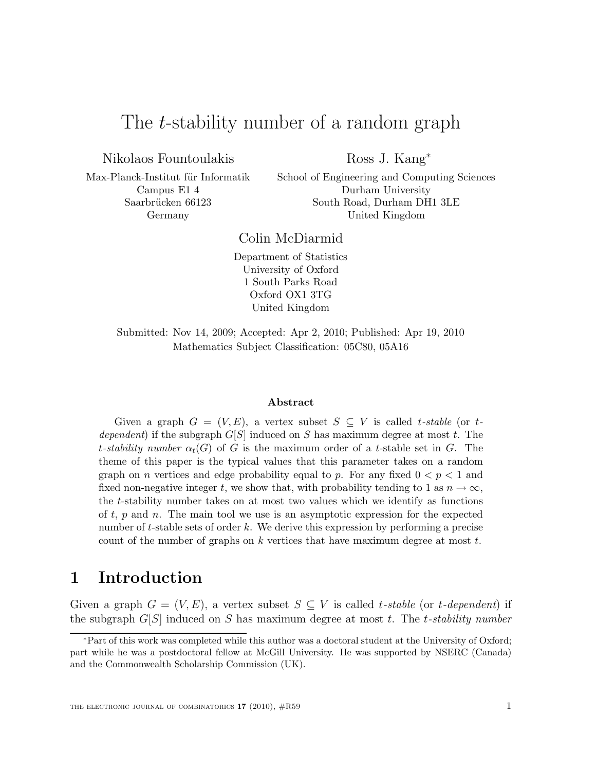# The $t$-stability number of a random graph

Nikolaos Fountoulakis
Max-Planck-Institut für Informatik
Campus E1 4
Saarbrücken 66123
Germany

Ross J. Kang*
School of Engineering and Computing Sciences
Durham University
South Road, Durham DH1 3LE
United Kingdom

Colin McDiarmid
Department of Statistics
University of Oxford
1 South Parks Road
Oxford OX1 3TG
United Kingdom

Submitted: Nov 14, 2009; Accepted: Apr 2, 2010; Published: Apr 19, 2010
Mathematics Subject Classification: 05C80, 05A16

### Abstract

Given a graph $G = (V, E)$, a vertex subset $S \subseteq V$ is called *$t$-stable* (or *$t$-dependent*) if the subgraph $G[S]$ induced on $S$ has maximum degree at most $t$. The *$t$-stability number* $\alpha_t(G)$ of $G$ is the maximum order of a $t$-stable set in $G$. The theme of this paper is the typical values that this parameter takes on a random graph on $n$ vertices and edge probability equal to $p$. For any fixed $0 < p < 1$ and fixed non-negative integer $t$, we show that, with probability tending to 1 as $n \to \infty$, the $t$-stability number takes on at most two values which we identify as functions of $t$, $p$ and $n$. The main tool we use is an asymptotic expression for the expected number of $t$-stable sets of order $k$. We derive this expression by performing a precise count of the number of graphs on $k$ vertices that have maximum degree at most $t$.

## 1 Introduction

Given a graph $G = (V, E)$, a vertex subset $S \subseteq V$ is called *$t$-stable* (or *$t$-dependent*) if the subgraph $G[S]$ induced on $S$ has maximum degree at most $t$. The *$t$-stability number*

---

*Part of this work was completed while this author was a doctoral student at the University of Oxford; part while he was a postdoctoral fellow at McGill University. He was supported by NSERC (Canada) and the Commonwealth Scholarship Commission (UK).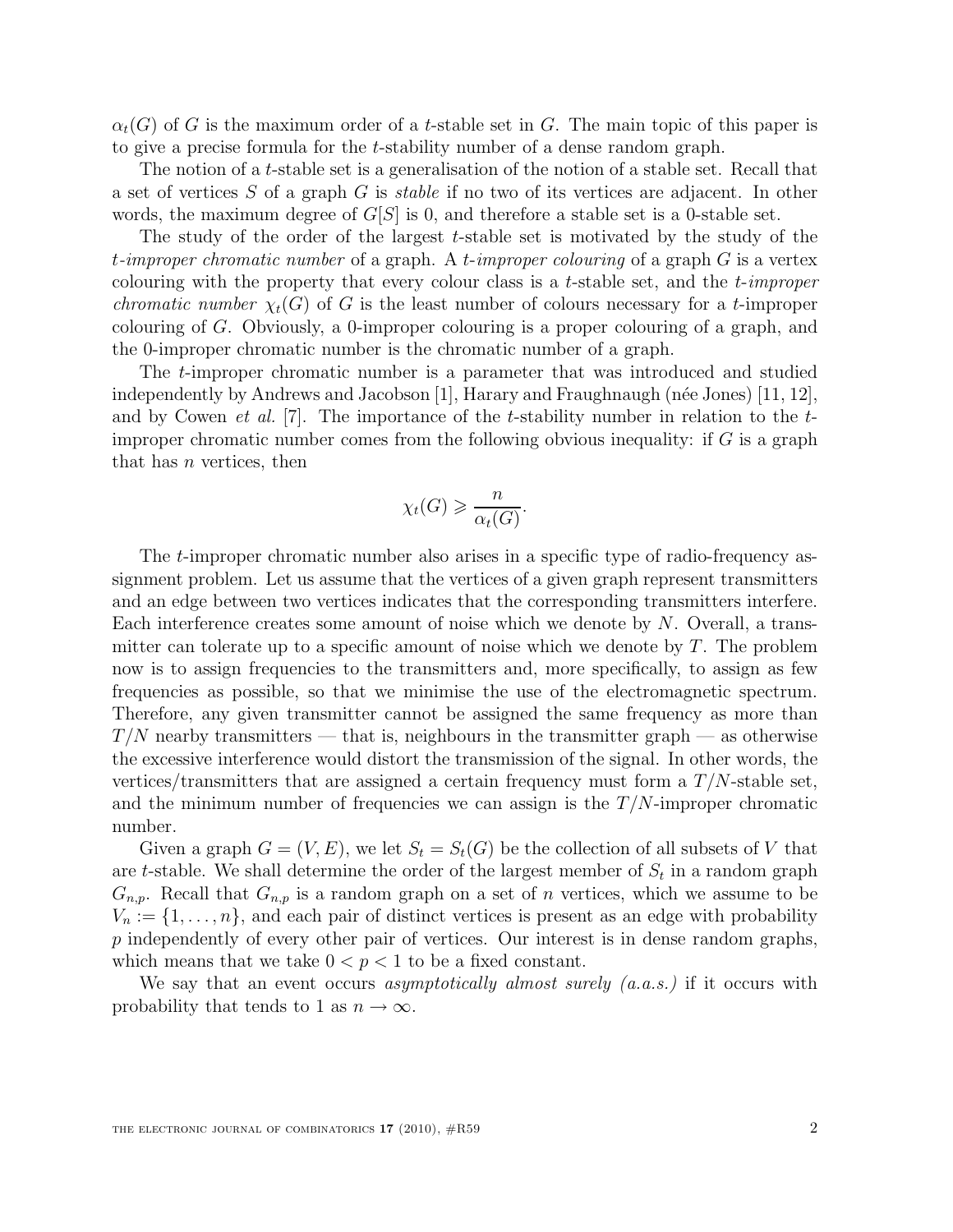$\alpha_t(G)$ of $G$ is the maximum order of a $t$-stable set in $G$. The main topic of this paper is to give a precise formula for the $t$-stability number of a dense random graph.

The notion of a $t$-stable set is a generalisation of the notion of a stable set. Recall that a set of vertices $S$ of a graph $G$ is *stable* if no two of its vertices are adjacent. In other words, the maximum degree of $G[S]$ is 0, and therefore a stable set is a 0-stable set.

The study of the order of the largest $t$-stable set is motivated by the study of the *$t$-improper chromatic number* of a graph. A *$t$-improper colouring* of a graph $G$ is a vertex colouring with the property that every colour class is a $t$-stable set, and the *$t$-improper chromatic number* $\chi_t(G)$ of $G$ is the least number of colours necessary for a $t$-improper colouring of $G$. Obviously, a 0-improper colouring is a proper colouring of a graph, and the 0-improper chromatic number is the chromatic number of a graph.

The $t$-improper chromatic number is a parameter that was introduced and studied independently by Andrews and Jacobson [1], Harary and Fraughnaugh (née Jones) [11, 12], and by Cowen *et al.* [7]. The importance of the $t$-stability number in relation to the $t$-improper chromatic number comes from the following obvious inequality: if $G$ is a graph that has $n$ vertices, then

$$\chi_t(G) \geqslant \frac{n}{\alpha_t(G)}.$$

The $t$-improper chromatic number also arises in a specific type of radio-frequency assignment problem. Let us assume that the vertices of a given graph represent transmitters and an edge between two vertices indicates that the corresponding transmitters interfere. Each interference creates some amount of noise which we denote by $N$. Overall, a transmitter can tolerate up to a specific amount of noise which we denote by $T$. The problem now is to assign frequencies to the transmitters and, more specifically, to assign as few frequencies as possible, so that we minimise the use of the electromagnetic spectrum. Therefore, any given transmitter cannot be assigned the same frequency as more than $T/N$ nearby transmitters — that is, neighbours in the transmitter graph — as otherwise the excessive interference would distort the transmission of the signal. In other words, the vertices/transmitters that are assigned a certain frequency must form a $T/N$-stable set, and the minimum number of frequencies we can assign is the $T/N$-improper chromatic number.

Given a graph $G = (V, E)$, we let $S_t = S_t(G)$ be the collection of all subsets of $V$ that are $t$-stable. We shall determine the order of the largest member of $S_t$ in a random graph $G_{n,p}$. Recall that $G_{n,p}$ is a random graph on a set of $n$ vertices, which we assume to be $V_n := \{1, \ldots, n\}$, and each pair of distinct vertices is present as an edge with probability $p$ independently of every other pair of vertices. Our interest is in dense random graphs, which means that we take $0 < p < 1$ to be a fixed constant.

We say that an event occurs *asymptotically almost surely (a.a.s.)* if it occurs with probability that tends to 1 as $n \to \infty$.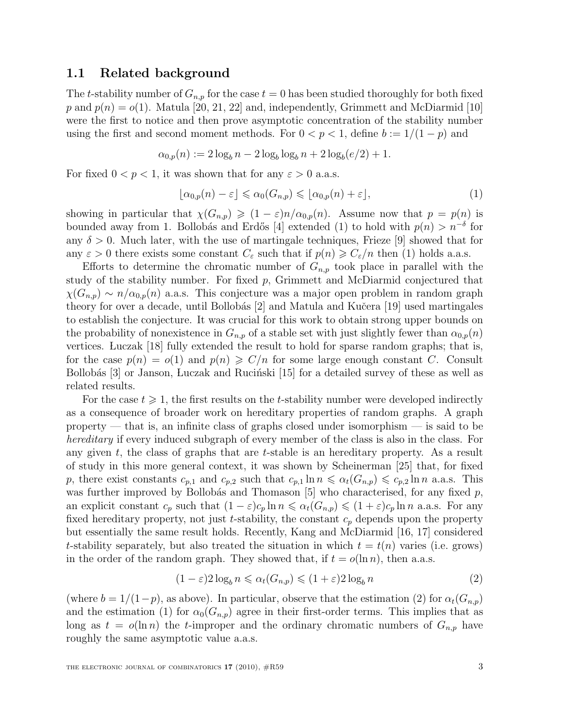## 1.1 Related background

The $t$-stability number of $G_{n,p}$ for the case $t = 0$ has been studied thoroughly for both fixed $p$ and $p(n) = o(1)$. Matula [20, 21, 22] and, independently, Grimmett and McDiarmid [10] were the first to notice and then prove asymptotic concentration of the stability number using the first and second moment methods. For $0 < p < 1$, define $b := 1/(1-p)$ and

$$\alpha_{0,p}(n) := 2\log_b n - 2\log_b \log_b n + 2\log_b(e/2) + 1.$$

For fixed $0 < p < 1$, it was shown that for any $\varepsilon > 0$ a.a.s.

$$\lfloor \alpha_{0,p}(n) - \varepsilon \rfloor \leqslant \alpha_0(G_{n,p}) \leqslant \lfloor \alpha_{0,p}(n) + \varepsilon \rfloor, \tag{1}$$

showing in particular that $\chi(G_{n,p}) \geqslant (1-\varepsilon)n/\alpha_{0,p}(n)$. Assume now that $p = p(n)$ is bounded away from 1. Bollobás and Erdős [4] extended (1) to hold with $p(n) > n^{-\delta}$ for any $\delta > 0$. Much later, with the use of martingale techniques, Frieze [9] showed that for any $\varepsilon > 0$ there exists some constant $C_\varepsilon$ such that if $p(n) \geqslant C_\varepsilon/n$ then (1) holds a.a.s.

Efforts to determine the chromatic number of $G_{n,p}$ took place in parallel with the study of the stability number. For fixed $p$, Grimmett and McDiarmid conjectured that $\chi(G_{n,p}) \sim n/\alpha_{0,p}(n)$ a.a.s. This conjecture was a major open problem in random graph theory for over a decade, until Bollobás [2] and Matula and Kučera [19] used martingales to establish the conjecture. It was crucial for this work to obtain strong upper bounds on the probability of nonexistence in $G_{n,p}$ of a stable set with just slightly fewer than $\alpha_{0,p}(n)$ vertices. Łuczak [18] fully extended the result to hold for sparse random graphs; that is, for the case $p(n) = o(1)$ and $p(n) \geqslant C/n$ for some large enough constant $C$. Consult Bollobás [3] or Janson, Łuczak and Ruciński [15] for a detailed survey of these as well as related results.

For the case $t \geqslant 1$, the first results on the $t$-stability number were developed indirectly as a consequence of broader work on hereditary properties of random graphs. A graph property — that is, an infinite class of graphs closed under isomorphism — is said to be *hereditary* if every induced subgraph of every member of the class is also in the class. For any given $t$, the class of graphs that are $t$-stable is an hereditary property. As a result of study in this more general context, it was shown by Scheinerman [25] that, for fixed $p$, there exist constants $c_{p,1}$ and $c_{p,2}$ such that $c_{p,1} \ln n \leqslant \alpha_t(G_{n,p}) \leqslant c_{p,2} \ln n$ a.a.s. This was further improved by Bollobás and Thomason [5] who characterised, for any fixed $p$, an explicit constant $c_p$ such that $(1-\varepsilon)c_p \ln n \leqslant \alpha_t(G_{n,p}) \leqslant (1+\varepsilon)c_p \ln n$ a.a.s. For any fixed hereditary property, not just $t$-stability, the constant $c_p$ depends upon the property but essentially the same result holds. Recently, Kang and McDiarmid [16, 17] considered $t$-stability separately, but also treated the situation in which $t = t(n)$ varies (i.e. grows) in the order of the random graph. They showed that, if $t = o(\ln n)$, then a.a.s.

$$(1-\varepsilon)2\log_b n \leqslant \alpha_t(G_{n,p}) \leqslant (1+\varepsilon)2\log_b n \tag{2}$$

(where $b = 1/(1-p)$, as above). In particular, observe that the estimation (2) for $\alpha_t(G_{n,p})$ and the estimation (1) for $\alpha_0(G_{n,p})$ agree in their first-order terms. This implies that as long as $t = o(\ln n)$ the $t$-improper and the ordinary chromatic numbers of $G_{n,p}$ have roughly the same asymptotic value a.a.s.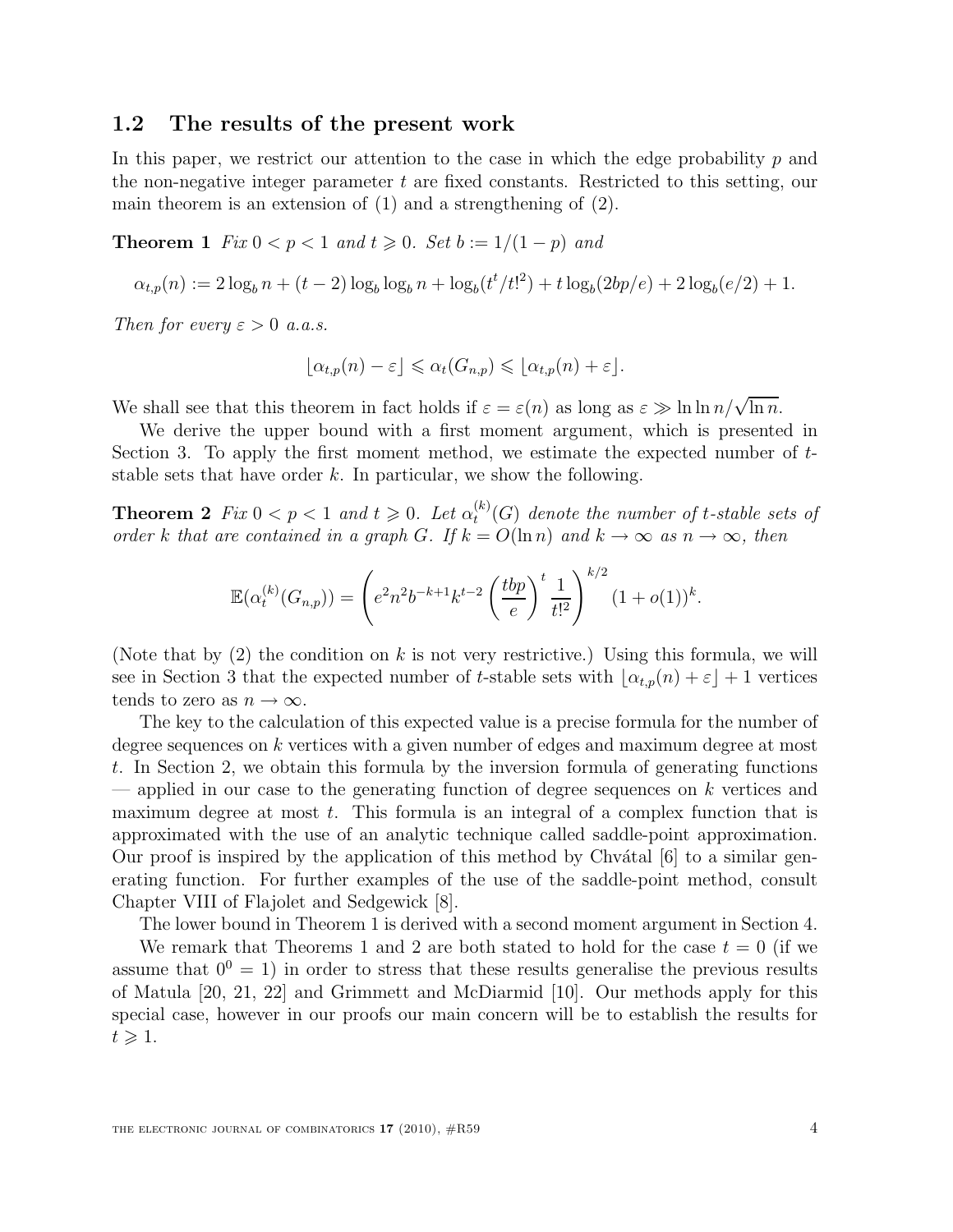### 1.2 The results of the present work

In this paper, we restrict our attention to the case in which the edge probability $p$ and the non-negative integer parameter $t$ are fixed constants. Restricted to this setting, our main theorem is an extension of (1) and a strengthening of (2).

**Theorem 1** *Fix $0 < p < 1$ and $t \geqslant 0$. Set $b := 1/(1-p)$ and*

$$\alpha_{t,p}(n) := 2\log_b n + (t-2)\log_b \log_b n + \log_b(t^t/t!^2) + t\log_b(2bp/e) + 2\log_b(e/2) + 1.$$

*Then for every $\varepsilon > 0$ a.a.s.*

$$\lfloor \alpha_{t,p}(n) - \varepsilon \rfloor \leqslant \alpha_t(G_{n,p}) \leqslant \lfloor \alpha_{t,p}(n) + \varepsilon \rfloor.$$

We shall see that this theorem in fact holds if $\varepsilon = \varepsilon(n)$ as long as $\varepsilon \gg \ln\ln n/\sqrt{\ln n}$.

We derive the upper bound with a first moment argument, which is presented in Section 3. To apply the first moment method, we estimate the expected number of $t$-stable sets that have order $k$. In particular, we show the following.

**Theorem 2** *Fix $0 < p < 1$ and $t \geqslant 0$. Let $\alpha_t^{(k)}(G)$ denote the number of $t$-stable sets of order $k$ that are contained in a graph $G$. If $k = O(\ln n)$ and $k \to \infty$ as $n \to \infty$, then*

$$\mathbb{E}(\alpha_t^{(k)}(G_{n,p})) = \left( e^2 n^2 b^{-k+1} k^{t-2} \left(\frac{tbp}{e}\right)^t \frac{1}{t!^2} \right)^{k/2} (1+o(1))^k.$$

(Note that by (2) the condition on $k$ is not very restrictive.) Using this formula, we will see in Section 3 that the expected number of $t$-stable sets with $\lfloor \alpha_{t,p}(n) + \varepsilon \rfloor + 1$ vertices tends to zero as $n \to \infty$.

The key to the calculation of this expected value is a precise formula for the number of degree sequences on $k$ vertices with a given number of edges and maximum degree at most $t$. In Section 2, we obtain this formula by the inversion formula of generating functions — applied in our case to the generating function of degree sequences on $k$ vertices and maximum degree at most $t$. This formula is an integral of a complex function that is approximated with the use of an analytic technique called saddle-point approximation. Our proof is inspired by the application of this method by Chvátal [6] to a similar generating function. For further examples of the use of the saddle-point method, consult Chapter VIII of Flajolet and Sedgewick [8].

The lower bound in Theorem 1 is derived with a second moment argument in Section 4.

We remark that Theorems 1 and 2 are both stated to hold for the case $t = 0$ (if we assume that $0^0 = 1$) in order to stress that these results generalise the previous results of Matula [20, 21, 22] and Grimmett and McDiarmid [10]. Our methods apply for this special case, however in our proofs our main concern will be to establish the results for $t \geqslant 1$.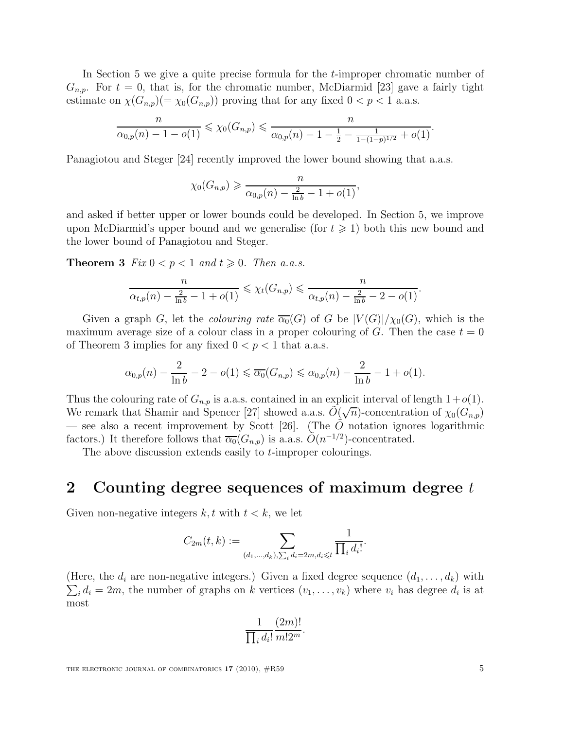In Section 5 we give a quite precise formula for the $t$-improper chromatic number of $G_{n,p}$. For $t = 0$, that is, for the chromatic number, McDiarmid [23] gave a fairly tight estimate on $\chi(G_{n,p}) (= \chi_0(G_{n,p}))$ proving that for any fixed $0 < p < 1$ a.a.s.

$$\frac{n}{\alpha_{0,p}(n) - 1 - o(1)} \leqslant \chi_0(G_{n,p}) \leqslant \frac{n}{\alpha_{0,p}(n) - 1 - \frac{1}{2} - \frac{1}{1-(1-p)^{1/2}} + o(1)}.$$

Panagiotou and Steger [24] recently improved the lower bound showing that a.a.s.

$$\chi_0(G_{n,p}) \geqslant \frac{n}{\alpha_{0,p}(n) - \frac{2}{\ln b} - 1 + o(1)},$$

and asked if better upper or lower bounds could be developed. In Section 5, we improve upon McDiarmid's upper bound and we generalise (for $t \geqslant 1$) both this new bound and the lower bound of Panagiotou and Steger.

**Theorem 3** *Fix $0 < p < 1$ and $t \geqslant 0$. Then a.a.s.*

$$\frac{n}{\alpha_{t,p}(n) - \frac{2}{\ln b} - 1 + o(1)} \leqslant \chi_t(G_{n,p}) \leqslant \frac{n}{\alpha_{t,p}(n) - \frac{2}{\ln b} - 2 - o(1)}.$$

Given a graph $G$, let the *colouring rate* $\overline{\alpha_0}(G)$ of $G$ be $|V(G)|/\chi_0(G)$, which is the maximum average size of a colour class in a proper colouring of $G$. Then the case $t = 0$ of Theorem 3 implies for any fixed $0 < p < 1$ that a.a.s.

$$\alpha_{0,p}(n) - \frac{2}{\ln b} - 2 - o(1) \leqslant \overline{\alpha_0}(G_{n,p}) \leqslant \alpha_{0,p}(n) - \frac{2}{\ln b} - 1 + o(1).$$

Thus the colouring rate of $G_{n,p}$ is a.a.s. contained in an explicit interval of length $1 + o(1)$. We remark that Shamir and Spencer [27] showed a.a.s. $\tilde{O}(\sqrt{n})$-concentration of $\chi_0(G_{n,p})$ — see also a recent improvement by Scott [26]. (The $\tilde{O}$ notation ignores logarithmic factors.) It therefore follows that $\overline{\alpha_0}(G_{n,p})$ is a.a.s. $\tilde{O}(n^{-1/2})$-concentrated.

The above discussion extends easily to $t$-improper colourings.

# 2 Counting degree sequences of maximum degree $t$

Given non-negative integers $k, t$ with $t < k$, we let

$$C_{2m}(t,k) := \sum_{(d_1,\ldots,d_k), \sum_i d_i = 2m, d_i \leqslant t} \frac{1}{\prod_i d_i!}.$$

(Here, the $d_i$ are non-negative integers.) Given a fixed degree sequence $(d_1, \ldots, d_k)$ with $\sum_i d_i = 2m$, the number of graphs on $k$ vertices $(v_1, \ldots, v_k)$ where $v_i$ has degree $d_i$ is at most

$$\frac{1}{\prod_i d_i!} \frac{(2m)!}{m! 2^m}.$$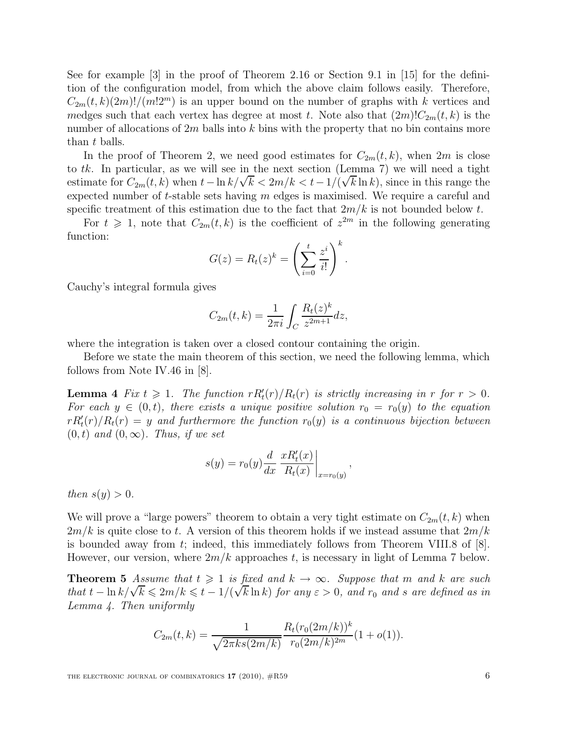See for example [3] in the proof of Theorem 2.16 or Section 9.1 in [15] for the definition of the configuration model, from which the above claim follows easily. Therefore, $C_{2m}(t,k)(2m)!/(m!2^m)$ is an upper bound on the number of graphs with $k$ vertices and $m$edges such that each vertex has degree at most $t$. Note also that $(2m)!C_{2m}(t,k)$ is the number of allocations of $2m$ balls into $k$ bins with the property that no bin contains more than $t$ balls.

In the proof of Theorem 2, we need good estimates for $C_{2m}(t,k)$, when $2m$ is close to $tk$. In particular, as we will see in the next section (Lemma 7) we will need a tight estimate for $C_{2m}(t,k)$ when $t - \ln k/\sqrt{k} < 2m/k < t - 1/(\sqrt{k}\ln k)$, since in this range the expected number of $t$-stable sets having $m$ edges is maximised. We require a careful and specific treatment of this estimation due to the fact that $2m/k$ is not bounded below $t$.

For $t \geqslant 1$, note that $C_{2m}(t,k)$ is the coefficient of $z^{2m}$ in the following generating function:

$$G(z) = R_t(z)^k = \left(\sum_{i=0}^{t} \frac{z^i}{i!}\right)^k.$$

Cauchy's integral formula gives

$$C_{2m}(t,k) = \frac{1}{2\pi i}\int_C \frac{R_t(z)^k}{z^{2m+1}}dz,$$

where the integration is taken over a closed contour containing the origin.

Before we state the main theorem of this section, we need the following lemma, which follows from Note IV.46 in [8].

**Lemma 4** *Fix $t \geqslant 1$. The function $rR_t'(r)/R_t(r)$ is strictly increasing in $r$ for $r > 0$. For each $y \in (0,t)$, there exists a unique positive solution $r_0 = r_0(y)$ to the equation $rR_t'(r)/R_t(r) = y$ and furthermore the function $r_0(y)$ is a continuous bijection between $(0,t)$ and $(0,\infty)$. Thus, if we set*

$$s(y) = r_0(y)\frac{d}{dx}\left.\frac{xR_t'(x)}{R_t(x)}\right|_{x=r_0(y)},$$

*then $s(y) > 0$.*

We will prove a "large powers" theorem to obtain a very tight estimate on $C_{2m}(t,k)$ when $2m/k$ is quite close to $t$. A version of this theorem holds if we instead assume that $2m/k$ is bounded away from $t$; indeed, this immediately follows from Theorem VIII.8 of [8]. However, our version, where $2m/k$ approaches $t$, is necessary in light of Lemma 7 below.

**Theorem 5** *Assume that $t \geqslant 1$ is fixed and $k \to \infty$. Suppose that $m$ and $k$ are such that $t - \ln k/\sqrt{k} \leqslant 2m/k \leqslant t - 1/(\sqrt{k}\ln k)$ for any $\varepsilon > 0$, and $r_0$ and $s$ are defined as in Lemma 4. Then uniformly*

$$C_{2m}(t,k) = \frac{1}{\sqrt{2\pi k s(2m/k)}}\frac{R_t(r_0(2m/k))^k}{r_0(2m/k)^{2m}}(1+o(1)).$$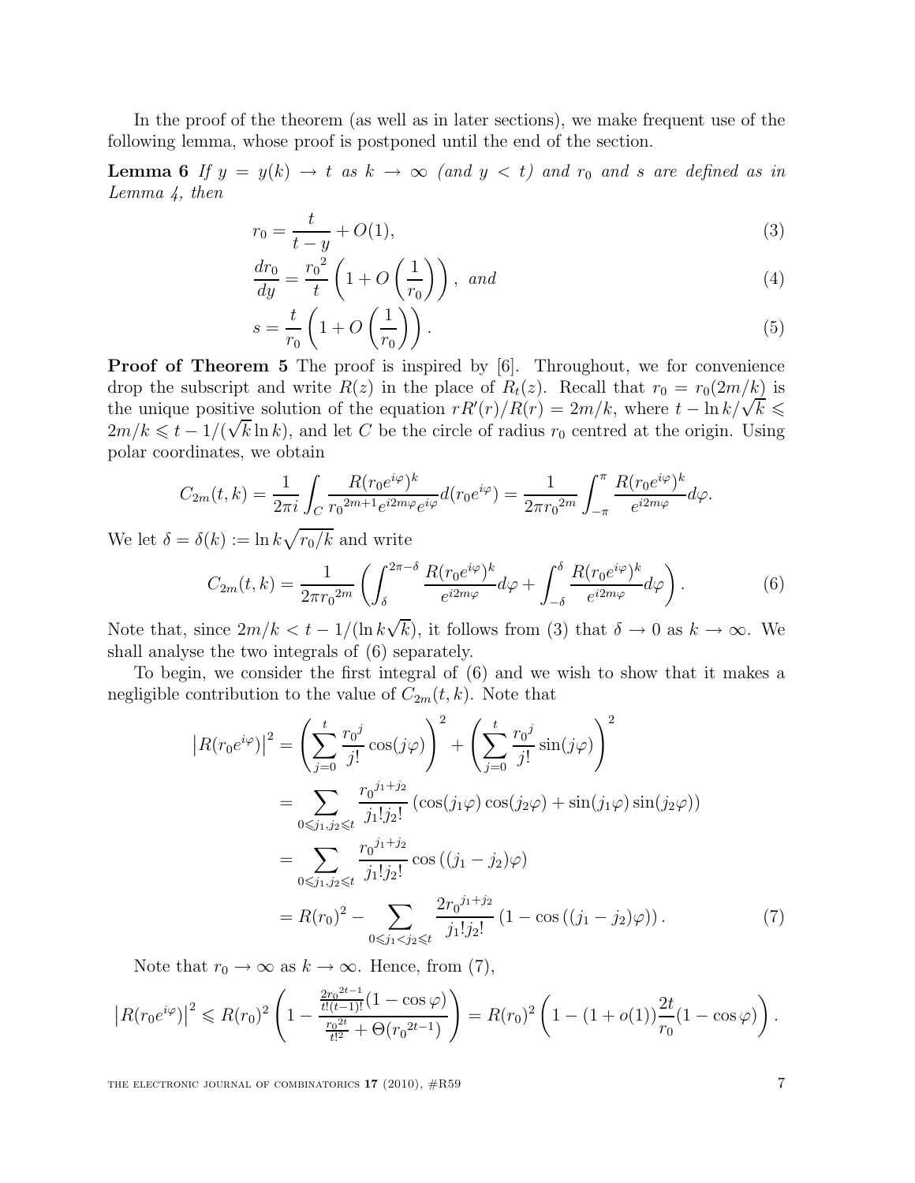In the proof of the theorem (as well as in later sections), we make frequent use of the following lemma, whose proof is postponed until the end of the section.

**Lemma 6** *If $y = y(k) \to t$ as $k \to \infty$ (and $y < t$) and $r_0$ and $s$ are defined as in Lemma 4, then*

$$r_0 = \frac{t}{t-y} + O(1), \tag{3}$$

$$\frac{dr_0}{dy} = \frac{{r_0}^2}{t}\left(1 + O\left(\frac{1}{r_0}\right)\right), \text{ and} \tag{4}$$

$$s = \frac{t}{r_0}\left(1 + O\left(\frac{1}{r_0}\right)\right). \tag{5}$$

**Proof of Theorem 5** The proof is inspired by [6]. Throughout, we for convenience drop the subscript and write $R(z)$ in the place of $R_t(z)$. Recall that $r_0 = r_0(2m/k)$ is the unique positive solution of the equation $rR'(r)/R(r) = 2m/k$, where $t - \ln k/\sqrt{k} \leqslant 2m/k \leqslant t - 1/(\sqrt{k}\ln k)$, and let $C$ be the circle of radius $r_0$ centred at the origin. Using polar coordinates, we obtain

$$C_{2m}(t,k) = \frac{1}{2\pi i}\int_C \frac{R(r_0e^{i\varphi})^k}{{r_0}^{2m+1}e^{i2m\varphi}e^{i\varphi}}d(r_0e^{i\varphi}) = \frac{1}{2\pi {r_0}^{2m}}\int_{-\pi}^{\pi}\frac{R(r_0e^{i\varphi})^k}{e^{i2m\varphi}}d\varphi.$$

We let $\delta = \delta(k) := \ln k\sqrt{r_0/k}$ and write

$$C_{2m}(t,k) = \frac{1}{2\pi {r_0}^{2m}}\left(\int_{\delta}^{2\pi-\delta}\frac{R(r_0e^{i\varphi})^k}{e^{i2m\varphi}}d\varphi + \int_{-\delta}^{\delta}\frac{R(r_0e^{i\varphi})^k}{e^{i2m\varphi}}d\varphi\right). \tag{6}$$

Note that, since $2m/k < t - 1/(\ln k\sqrt{k})$, it follows from (3) that $\delta \to 0$ as $k \to \infty$. We shall analyse the two integrals of (6) separately.

To begin, we consider the first integral of (6) and we wish to show that it makes a negligible contribution to the value of $C_{2m}(t,k)$. Note that

$$\begin{aligned}
\left|R(r_0e^{i\varphi})\right|^2 &= \left(\sum_{j=0}^{t}\frac{{r_0}^j}{j!}\cos(j\varphi)\right)^2 + \left(\sum_{j=0}^{t}\frac{{r_0}^j}{j!}\sin(j\varphi)\right)^2 \\
&= \sum_{0\leqslant j_1,j_2\leqslant t}\frac{{r_0}^{j_1+j_2}}{j_1!j_2!}\left(\cos(j_1\varphi)\cos(j_2\varphi) + \sin(j_1\varphi)\sin(j_2\varphi)\right) \\
&= \sum_{0\leqslant j_1,j_2\leqslant t}\frac{{r_0}^{j_1+j_2}}{j_1!j_2!}\cos\left((j_1-j_2)\varphi\right) \\
&= R(r_0)^2 - \sum_{0\leqslant j_1<j_2\leqslant t}\frac{2{r_0}^{j_1+j_2}}{j_1!j_2!}\left(1 - \cos\left((j_1-j_2)\varphi\right)\right).
\end{aligned} \tag{7}$$

Note that $r_0 \to \infty$ as $k \to \infty$. Hence, from (7),

$$\left|R(r_0e^{i\varphi})\right|^2 \leqslant R(r_0)^2\left(1 - \frac{\frac{2{r_0}^{2t-1}}{t!(t-1)!}(1-\cos\varphi)}{\frac{{r_0}^{2t}}{t!^2} + \Theta({r_0}^{2t-1})}\right) = R(r_0)^2\left(1 - (1+o(1))\frac{2t}{r_0}(1-\cos\varphi)\right).$$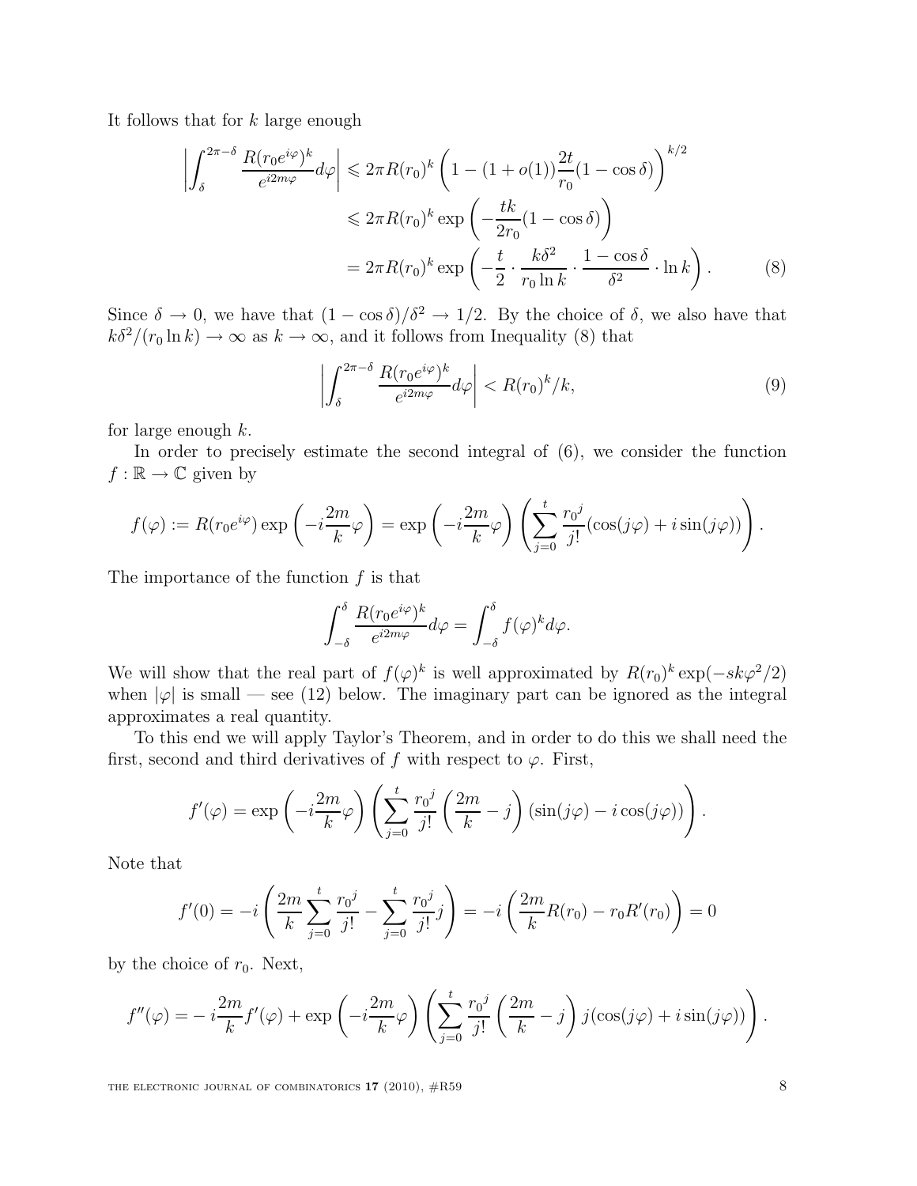It follows that for $k$ large enough

$$
\begin{aligned}
\left|\int_{\delta}^{2\pi-\delta} \frac{R(r_0e^{i\varphi})^k}{e^{i2m\varphi}}d\varphi\right| &\leqslant 2\pi R(r_0)^k\left(1-(1+o(1))\frac{2t}{r_0}(1-\cos\delta)\right)^{k/2} \\
&\leqslant 2\pi R(r_0)^k \exp\left(-\frac{tk}{2r_0}(1-\cos\delta)\right) \\
&= 2\pi R(r_0)^k \exp\left(-\frac{t}{2}\cdot\frac{k\delta^2}{r_0\ln k}\cdot\frac{1-\cos\delta}{\delta^2}\cdot\ln k\right). \qquad (8)
\end{aligned}
$$

Since $\delta \to 0$, we have that $(1-\cos\delta)/\delta^2 \to 1/2$. By the choice of $\delta$, we also have that $k\delta^2/(r_0\ln k) \to \infty$ as $k \to \infty$, and it follows from Inequality (8) that

$$
\left|\int_{\delta}^{2\pi-\delta} \frac{R(r_0e^{i\varphi})^k}{e^{i2m\varphi}}d\varphi\right| < R(r_0)^k/k, \qquad (9)
$$

for large enough $k$.

In order to precisely estimate the second integral of (6), we consider the function $f:\mathbb{R}\to\mathbb{C}$ given by

$$
f(\varphi) := R(r_0e^{i\varphi})\exp\left(-i\frac{2m}{k}\varphi\right) = \exp\left(-i\frac{2m}{k}\varphi\right)\left(\sum_{j=0}^{t}\frac{{r_0}^j}{j!}(\cos(j\varphi)+i\sin(j\varphi))\right).
$$

The importance of the function $f$ is that

$$
\int_{-\delta}^{\delta}\frac{R(r_0e^{i\varphi})^k}{e^{i2m\varphi}}d\varphi = \int_{-\delta}^{\delta}f(\varphi)^k d\varphi.
$$

We will show that the real part of $f(\varphi)^k$ is well approximated by $R(r_0)^k\exp(-sk\varphi^2/2)$ when $|\varphi|$ is small — see (12) below. The imaginary part can be ignored as the integral approximates a real quantity.

To this end we will apply Taylor's Theorem, and in order to do this we shall need the first, second and third derivatives of $f$ with respect to $\varphi$. First,

$$
f'(\varphi) = \exp\left(-i\frac{2m}{k}\varphi\right)\left(\sum_{j=0}^{t}\frac{{r_0}^j}{j!}\left(\frac{2m}{k}-j\right)(\sin(j\varphi)-i\cos(j\varphi))\right).
$$

Note that

$$
f'(0) = -i\left(\frac{2m}{k}\sum_{j=0}^{t}\frac{{r_0}^j}{j!} - \sum_{j=0}^{t}\frac{{r_0}^j}{j!}j\right) = -i\left(\frac{2m}{k}R(r_0) - r_0R'(r_0)\right) = 0
$$

by the choice of $r_0$. Next,

$$
f''(\varphi) = -i\frac{2m}{k}f'(\varphi) + \exp\left(-i\frac{2m}{k}\varphi\right)\left(\sum_{j=0}^{t}\frac{{r_0}^j}{j!}\left(\frac{2m}{k}-j\right)j(\cos(j\varphi)+i\sin(j\varphi))\right).
$$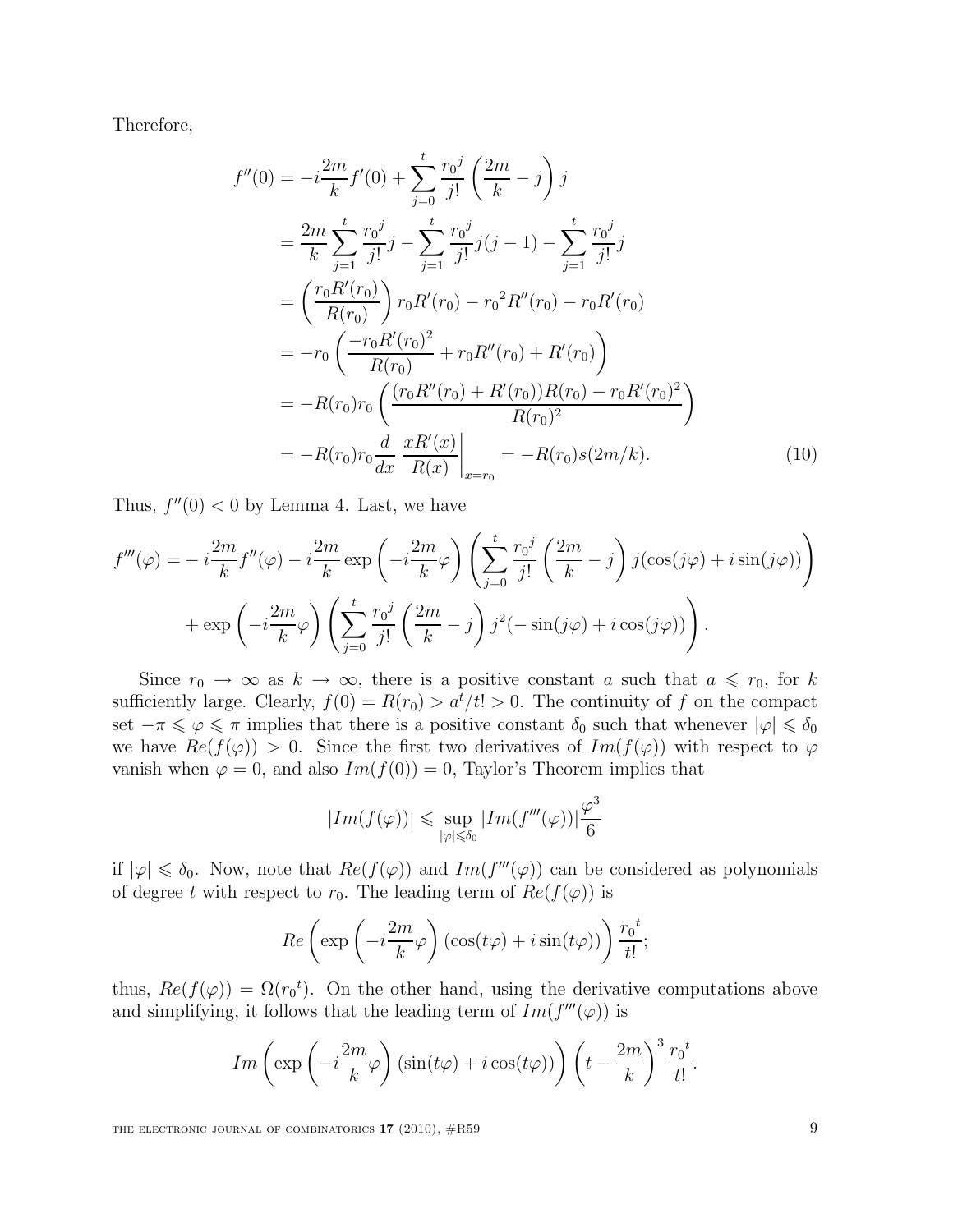Therefore,

$$
\begin{aligned}
f''(0) &= -i\frac{2m}{k}f'(0) + \sum_{j=0}^{t} \frac{{r_0}^j}{j!}\left(\frac{2m}{k} - j\right) j \\
&= \frac{2m}{k}\sum_{j=1}^{t} \frac{{r_0}^j}{j!} j - \sum_{j=1}^{t} \frac{{r_0}^j}{j!} j(j-1) - \sum_{j=1}^{t} \frac{{r_0}^j}{j!} j \\
&= \left(\frac{r_0 R'(r_0)}{R(r_0)}\right) r_0 R'(r_0) - {r_0}^2 R''(r_0) - r_0 R'(r_0) \\
&= -r_0 \left(\frac{-r_0 R'(r_0)^2}{R(r_0)} + r_0 R''(r_0) + R'(r_0)\right) \\
&= -R(r_0) r_0 \left(\frac{(r_0 R''(r_0) + R'(r_0))R(r_0) - r_0 R'(r_0)^2}{R(r_0)^2}\right) \\
&= -R(r_0) r_0 \frac{d}{dx} \left.\frac{xR'(x)}{R(x)}\right|_{x=r_0} = -R(r_0) s(2m/k). \qquad (10)
\end{aligned}
$$

Thus, $f''(0) < 0$ by Lemma 4. Last, we have

$$
\begin{aligned}
f'''(\varphi) = &-i\frac{2m}{k}f''(\varphi) - i\frac{2m}{k}\exp\left(-i\frac{2m}{k}\varphi\right)\left(\sum_{j=0}^{t} \frac{{r_0}^j}{j!}\left(\frac{2m}{k} - j\right) j(\cos(j\varphi) + i\sin(j\varphi))\right) \\
&+ \exp\left(-i\frac{2m}{k}\varphi\right)\left(\sum_{j=0}^{t} \frac{{r_0}^j}{j!}\left(\frac{2m}{k} - j\right) j^2(-\sin(j\varphi) + i\cos(j\varphi))\right).
\end{aligned}
$$

Since $r_0 \to \infty$ as $k \to \infty$, there is a positive constant $a$ such that $a \leqslant r_0$, for $k$ sufficiently large. Clearly, $f(0) = R(r_0) > a^t/t! > 0$. The continuity of $f$ on the compact set $-\pi \leqslant \varphi \leqslant \pi$ implies that there is a positive constant $\delta_0$ such that whenever $|\varphi| \leqslant \delta_0$ we have $Re(f(\varphi)) > 0$. Since the first two derivatives of $Im(f(\varphi))$ with respect to $\varphi$ vanish when $\varphi = 0$, and also $Im(f(0)) = 0$, Taylor's Theorem implies that

$$
|Im(f(\varphi))| \leqslant \sup_{|\varphi| \leqslant \delta_0} |Im(f'''(\varphi))| \frac{\varphi^3}{6}
$$

if $|\varphi| \leqslant \delta_0$. Now, note that $Re(f(\varphi))$ and $Im(f'''(\varphi))$ can be considered as polynomials of degree $t$ with respect to $r_0$. The leading term of $Re(f(\varphi))$ is

$$
Re\left(\exp\left(-i\frac{2m}{k}\varphi\right)(\cos(t\varphi) + i\sin(t\varphi))\right)\frac{{r_0}^t}{t!};
$$

thus, $Re(f(\varphi)) = \Omega({r_0}^t)$. On the other hand, using the derivative computations above and simplifying, it follows that the leading term of $Im(f'''(\varphi))$ is

$$
Im\left(\exp\left(-i\frac{2m}{k}\varphi\right)(\sin(t\varphi) + i\cos(t\varphi))\right)\left(t - \frac{2m}{k}\right)^3 \frac{{r_0}^t}{t!}.
$$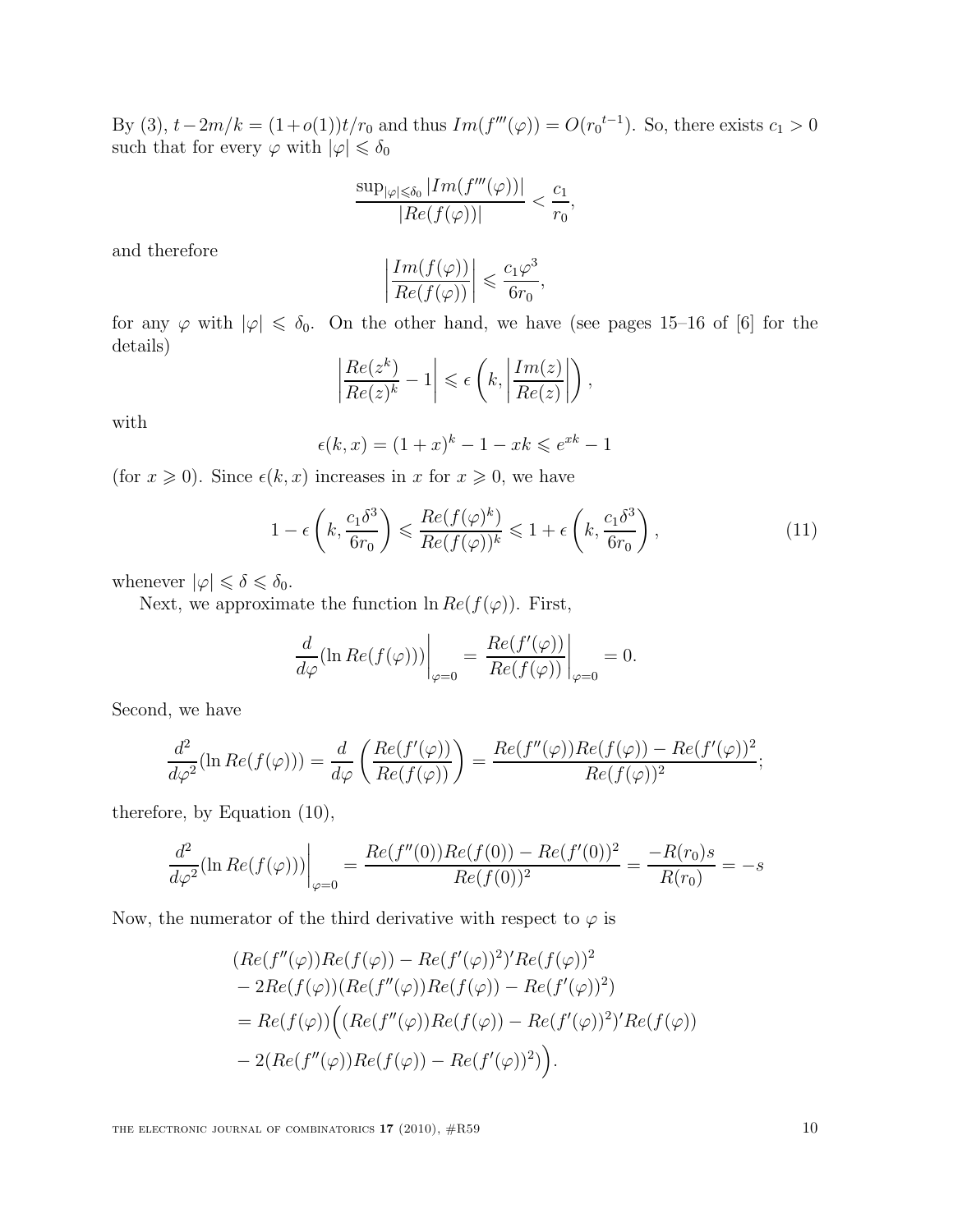By (3), $t - 2m/k = (1 + o(1))t/r_0$ and thus $Im(f'''(\varphi)) = O({r_0}^{t-1})$. So, there exists $c_1 > 0$ such that for every $\varphi$ with $|\varphi| \leqslant \delta_0$

$$\frac{\sup_{|\varphi|\leqslant\delta_0} |Im(f'''(\varphi))|}{|Re(f(\varphi))|} < \frac{c_1}{r_0},$$

and therefore

$$\left|\frac{Im(f(\varphi))}{Re(f(\varphi))}\right| \leqslant \frac{c_1 \varphi^3}{6r_0},$$

for any $\varphi$ with $|\varphi| \leqslant \delta_0$. On the other hand, we have (see pages 15–16 of [6] for the details)

$$\left|\frac{Re(z^k)}{Re(z)^k} - 1\right| \leqslant \epsilon\left(k, \left|\frac{Im(z)}{Re(z)}\right|\right),$$

with

$$\epsilon(k, x) = (1 + x)^k - 1 - xk \leqslant e^{xk} - 1$$

(for $x \geqslant 0$). Since $\epsilon(k, x)$ increases in $x$ for $x \geqslant 0$, we have

$$1 - \epsilon\left(k, \frac{c_1\delta^3}{6r_0}\right) \leqslant \frac{Re(f(\varphi)^k)}{Re(f(\varphi))^k} \leqslant 1 + \epsilon\left(k, \frac{c_1\delta^3}{6r_0}\right), \tag{11}$$

whenever $|\varphi| \leqslant \delta \leqslant \delta_0$.

Next, we approximate the function $\ln Re(f(\varphi))$. First,

$$\left.\frac{d}{d\varphi}(\ln Re(f(\varphi)))\right|_{\varphi=0} = \left.\frac{Re(f'(\varphi))}{Re(f(\varphi))}\right|_{\varphi=0} = 0.$$

Second, we have

$$\frac{d^2}{d\varphi^2}(\ln Re(f(\varphi))) = \frac{d}{d\varphi}\left(\frac{Re(f'(\varphi))}{Re(f(\varphi))}\right) = \frac{Re(f''(\varphi))Re(f(\varphi)) - Re(f'(\varphi))^2}{Re(f(\varphi))^2};$$

therefore, by Equation (10),

$$\left.\frac{d^2}{d\varphi^2}(\ln Re(f(\varphi)))\right|_{\varphi=0} = \frac{Re(f''(0))Re(f(0)) - Re(f'(0))^2}{Re(f(0))^2} = \frac{-R(r_0)s}{R(r_0)} = -s$$

Now, the numerator of the third derivative with respect to $\varphi$ is

$$\begin{aligned}
&(Re(f''(\varphi))Re(f(\varphi)) - Re(f'(\varphi))^2)' Re(f(\varphi))^2 \\
&- 2Re(f(\varphi))(Re(f''(\varphi))Re(f(\varphi)) - Re(f'(\varphi))^2) \\
&= Re(f(\varphi))\Big((Re(f''(\varphi))Re(f(\varphi)) - Re(f'(\varphi))^2)' Re(f(\varphi)) \\
&- 2(Re(f''(\varphi))Re(f(\varphi)) - Re(f'(\varphi))^2)\Big).
\end{aligned}$$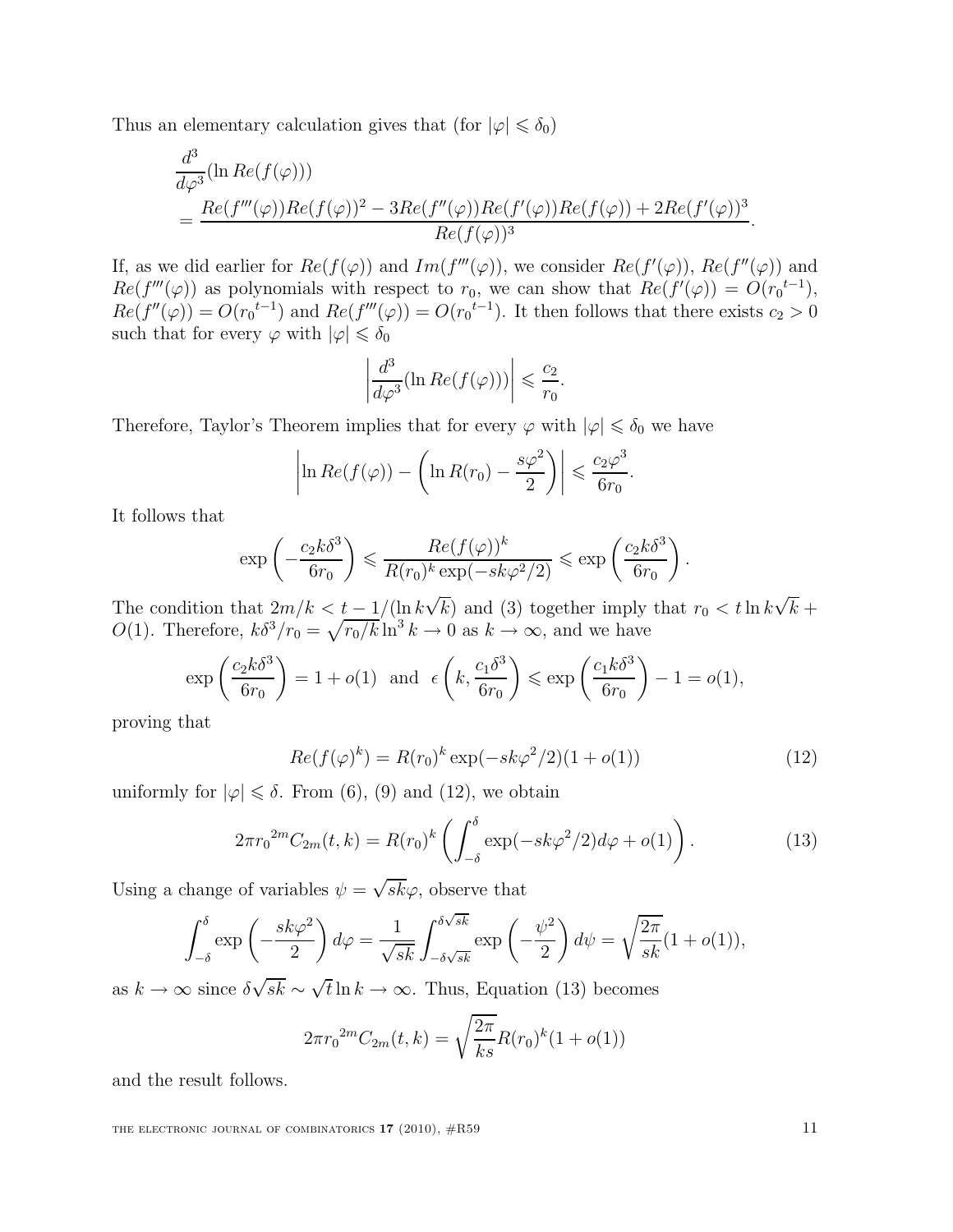Thus an elementary calculation gives that (for $|\varphi| \leqslant \delta_0$)

$$\begin{aligned}
&\frac{d^3}{d\varphi^3}(\ln Re(f(\varphi))) \\
&= \frac{Re(f'''(\varphi))Re(f(\varphi))^2 - 3Re(f''(\varphi))Re(f'(\varphi))Re(f(\varphi)) + 2Re(f'(\varphi))^3}{Re(f(\varphi))^3}.
\end{aligned}$$

If, as we did earlier for $Re(f(\varphi))$ and $Im(f'''(\varphi))$, we consider $Re(f'(\varphi))$, $Re(f''(\varphi))$ and $Re(f'''(\varphi))$ as polynomials with respect to $r_0$, we can show that $Re(f'(\varphi)) = O({r_0}^{t-1})$, $Re(f''(\varphi)) = O({r_0}^{t-1})$ and $Re(f'''(\varphi)) = O({r_0}^{t-1})$. It then follows that there exists $c_2 > 0$ such that for every $\varphi$ with $|\varphi| \leqslant \delta_0$

$$\left|\frac{d^3}{d\varphi^3}(\ln Re(f(\varphi)))\right| \leqslant \frac{c_2}{r_0}.$$

Therefore, Taylor's Theorem implies that for every $\varphi$ with $|\varphi| \leqslant \delta_0$ we have

$$\left|\ln Re(f(\varphi)) - \left(\ln R(r_0) - \frac{s\varphi^2}{2}\right)\right| \leqslant \frac{c_2\varphi^3}{6r_0}.$$

It follows that

$$\exp\left(-\frac{c_2 k\delta^3}{6r_0}\right) \leqslant \frac{Re(f(\varphi))^k}{R(r_0)^k \exp(-sk\varphi^2/2)} \leqslant \exp\left(\frac{c_2 k\delta^3}{6r_0}\right).$$

The condition that $2m/k < t - 1/(\ln k\sqrt{k})$ and (3) together imply that $r_0 < t\ln k\sqrt{k} + O(1)$. Therefore, $k\delta^3/r_0 = \sqrt{r_0/k}\ln^3 k \to 0$ as $k \to \infty$, and we have

$$\exp\left(\frac{c_2 k\delta^3}{6r_0}\right) = 1 + o(1) \;\text{ and }\; \epsilon\left(k, \frac{c_1\delta^3}{6r_0}\right) \leqslant \exp\left(\frac{c_1 k\delta^3}{6r_0}\right) - 1 = o(1),$$

proving that

$$Re(f(\varphi)^k) = R(r_0)^k \exp(-sk\varphi^2/2)(1 + o(1)) \tag{12}$$

uniformly for $|\varphi| \leqslant \delta$. From (6), (9) and (12), we obtain

$$2\pi {r_0}^{2m} C_{2m}(t,k) = R(r_0)^k \left(\int_{-\delta}^{\delta} \exp(-sk\varphi^2/2)d\varphi + o(1)\right). \tag{13}$$

Using a change of variables $\psi = \sqrt{sk}\varphi$, observe that

$$\int_{-\delta}^{\delta} \exp\left(-\frac{sk\varphi^2}{2}\right)d\varphi = \frac{1}{\sqrt{sk}}\int_{-\delta\sqrt{sk}}^{\delta\sqrt{sk}} \exp\left(-\frac{\psi^2}{2}\right)d\psi = \sqrt{\frac{2\pi}{sk}}(1 + o(1)),$$

as $k \to \infty$ since $\delta\sqrt{sk} \sim \sqrt{t}\ln k \to \infty$. Thus, Equation (13) becomes

$$2\pi {r_0}^{2m} C_{2m}(t,k) = \sqrt{\frac{2\pi}{ks}} R(r_0)^k (1 + o(1))$$

and the result follows.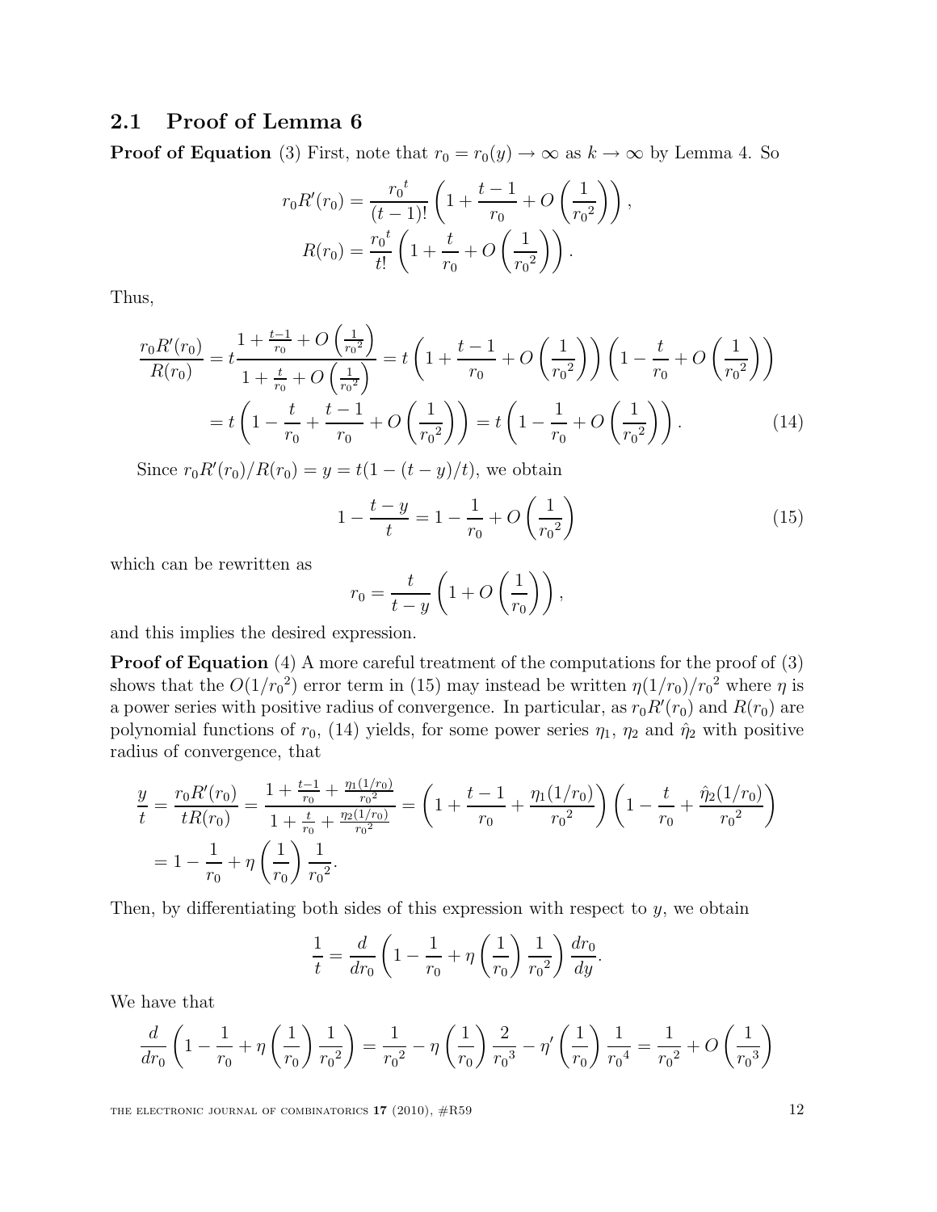## 2.1 Proof of Lemma 6

**Proof of Equation** (3) First, note that $r_0 = r_0(y) \to \infty$ as $k \to \infty$ by Lemma 4. So

$$
\begin{aligned}
r_0 R'(r_0) &= \frac{{r_0}^t}{(t-1)!}\left(1 + \frac{t-1}{r_0} + O\left(\frac{1}{{r_0}^2}\right)\right), \\
R(r_0) &= \frac{{r_0}^t}{t!}\left(1 + \frac{t}{r_0} + O\left(\frac{1}{{r_0}^2}\right)\right).
\end{aligned}
$$

Thus,

$$
\begin{aligned}
\frac{r_0 R'(r_0)}{R(r_0)} &= t\frac{1 + \frac{t-1}{r_0} + O\left(\frac{1}{{r_0}^2}\right)}{1 + \frac{t}{r_0} + O\left(\frac{1}{{r_0}^2}\right)} = t\left(1 + \frac{t-1}{r_0} + O\left(\frac{1}{{r_0}^2}\right)\right)\left(1 - \frac{t}{r_0} + O\left(\frac{1}{{r_0}^2}\right)\right) \\
&= t\left(1 - \frac{t}{r_0} + \frac{t-1}{r_0} + O\left(\frac{1}{{r_0}^2}\right)\right) = t\left(1 - \frac{1}{r_0} + O\left(\frac{1}{{r_0}^2}\right)\right).
\end{aligned} \tag{14}
$$

Since $r_0 R'(r_0)/R(r_0) = y = t(1 - (t-y)/t)$, we obtain

$$
1 - \frac{t-y}{t} = 1 - \frac{1}{r_0} + O\left(\frac{1}{{r_0}^2}\right) \tag{15}
$$

which can be rewritten as

$$
r_0 = \frac{t}{t-y}\left(1 + O\left(\frac{1}{r_0}\right)\right),
$$

and this implies the desired expression.

**Proof of Equation** (4) A more careful treatment of the computations for the proof of (3) shows that the $O(1/{r_0}^2)$ error term in (15) may instead be written $\eta(1/r_0)/{r_0}^2$ where $\eta$ is a power series with positive radius of convergence. In particular, as $r_0 R'(r_0)$ and $R(r_0)$ are polynomial functions of $r_0$, (14) yields, for some power series $\eta_1$, $\eta_2$ and $\hat{\eta}_2$ with positive radius of convergence, that

$$
\begin{aligned}
\frac{y}{t} &= \frac{r_0 R'(r_0)}{t R(r_0)} = \frac{1 + \frac{t-1}{r_0} + \frac{\eta_1(1/r_0)}{{r_0}^2}}{1 + \frac{t}{r_0} + \frac{\eta_2(1/r_0)}{{r_0}^2}} = \left(1 + \frac{t-1}{r_0} + \frac{\eta_1(1/r_0)}{{r_0}^2}\right)\left(1 - \frac{t}{r_0} + \frac{\hat{\eta}_2(1/r_0)}{{r_0}^2}\right) \\
&= 1 - \frac{1}{r_0} + \eta\left(\frac{1}{r_0}\right)\frac{1}{{r_0}^2}.
\end{aligned}
$$

Then, by differentiating both sides of this expression with respect to $y$, we obtain

$$
\frac{1}{t} = \frac{d}{dr_0}\left(1 - \frac{1}{r_0} + \eta\left(\frac{1}{r_0}\right)\frac{1}{{r_0}^2}\right)\frac{dr_0}{dy}.
$$

We have that

$$
\frac{d}{dr_0}\left(1 - \frac{1}{r_0} + \eta\left(\frac{1}{r_0}\right)\frac{1}{{r_0}^2}\right) = \frac{1}{{r_0}^2} - \eta\left(\frac{1}{r_0}\right)\frac{2}{{r_0}^3} - \eta'\left(\frac{1}{r_0}\right)\frac{1}{{r_0}^4} = \frac{1}{{r_0}^2} + O\left(\frac{1}{{r_0}^3}\right)
$$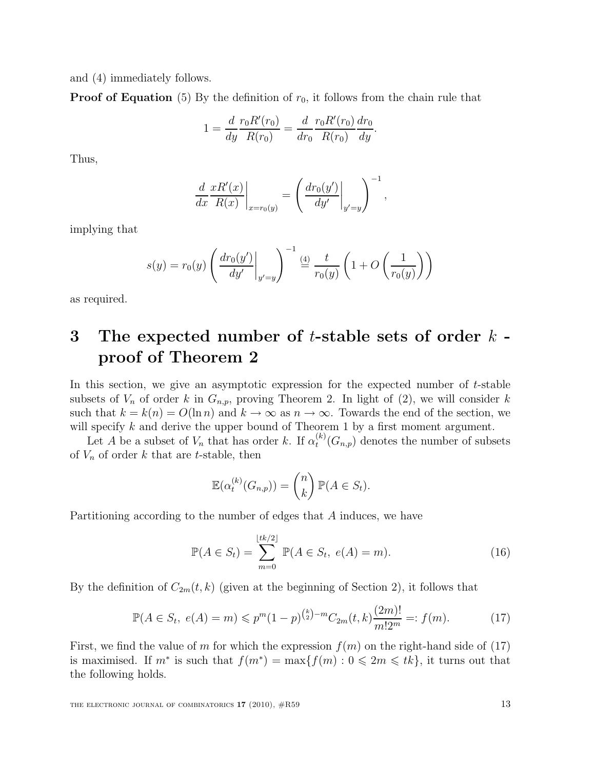and (4) immediately follows.

**Proof of Equation** (5) By the definition of $r_0$, it follows from the chain rule that

$$1 = \frac{d}{dy}\frac{r_0 R'(r_0)}{R(r_0)} = \frac{d}{dr_0}\frac{r_0 R'(r_0)}{R(r_0)}\frac{dr_0}{dy}.$$

Thus,

$$\frac{d}{dx}\frac{xR'(x)}{R(x)}\bigg|_{x=r_0(y)} = \left(\frac{dr_0(y')}{dy'}\bigg|_{y'=y}\right)^{-1},$$

implying that

$$s(y) = r_0(y)\left(\frac{dr_0(y')}{dy'}\bigg|_{y'=y}\right)^{-1} \stackrel{(4)}{=} \frac{t}{r_0(y)}\left(1 + O\left(\frac{1}{r_0(y)}\right)\right)$$

as required.

# 3 The expected number of $t$-stable sets of order $k$ - proof of Theorem 2

In this section, we give an asymptotic expression for the expected number of $t$-stable subsets of $V_n$ of order $k$ in $G_{n,p}$, proving Theorem 2. In light of (2), we will consider $k$ such that $k = k(n) = O(\ln n)$ and $k \to \infty$ as $n \to \infty$. Towards the end of the section, we will specify $k$ and derive the upper bound of Theorem 1 by a first moment argument.

Let $A$ be a subset of $V_n$ that has order $k$. If $\alpha_t^{(k)}(G_{n,p})$ denotes the number of subsets of $V_n$ of order $k$ that are $t$-stable, then

$$\mathbb{E}(\alpha_t^{(k)}(G_{n,p})) = \binom{n}{k}\mathbb{P}(A \in S_t).$$

Partitioning according to the number of edges that $A$ induces, we have

$$\mathbb{P}(A \in S_t) = \sum_{m=0}^{\lfloor tk/2 \rfloor} \mathbb{P}(A \in S_t,\ e(A) = m). \tag{16}$$

By the definition of $C_{2m}(t,k)$ (given at the beginning of Section 2), it follows that

$$\mathbb{P}(A \in S_t,\ e(A) = m) \leqslant p^m(1-p)^{\binom{k}{2}-m} C_{2m}(t,k)\frac{(2m)!}{m!2^m} =: f(m). \tag{17}$$

First, we find the value of $m$ for which the expression $f(m)$ on the right-hand side of (17) is maximised. If $m^*$ is such that $f(m^*) = \max\{f(m) : 0 \leqslant 2m \leqslant tk\}$, it turns out that the following holds.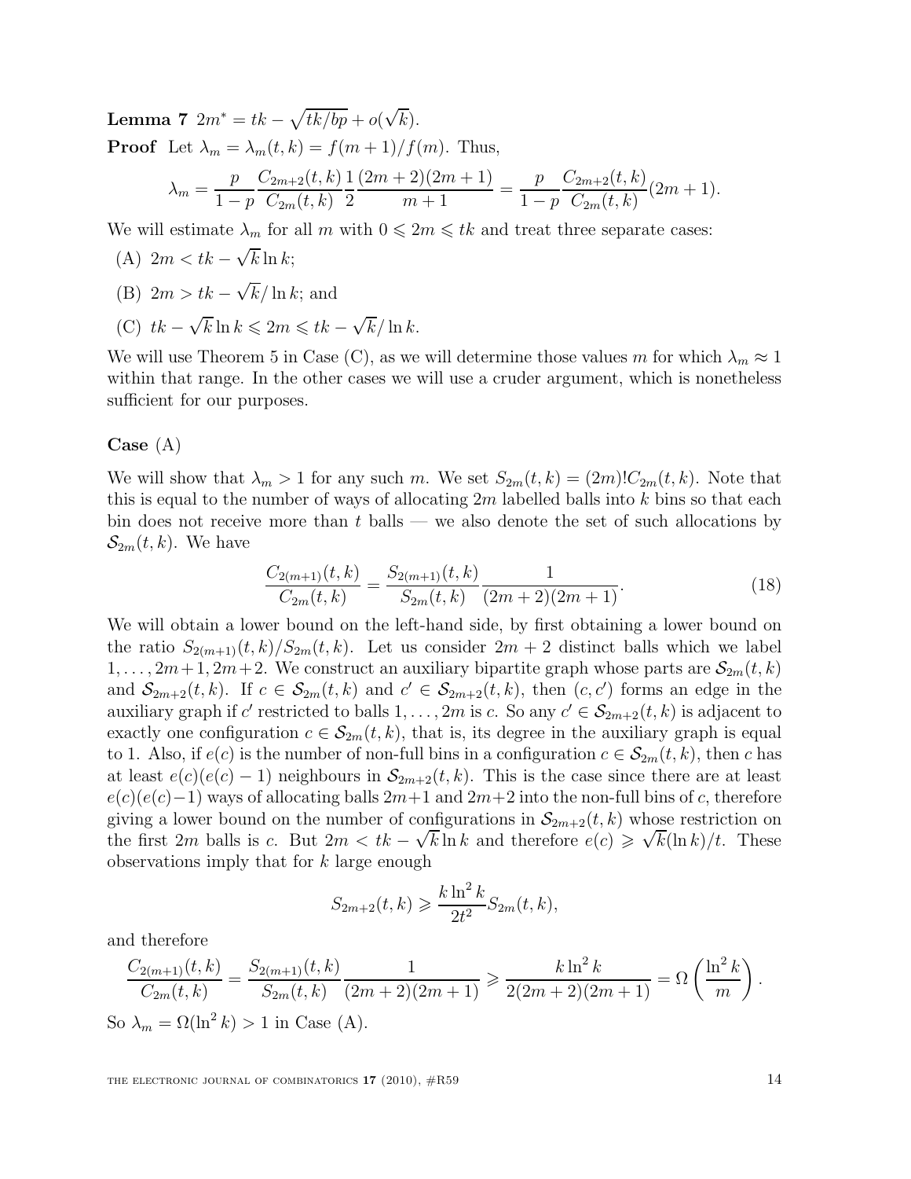**Lemma 7** $2m^* = tk - \sqrt{tk/bp} + o(\sqrt{k})$.

**Proof** Let $\lambda_m = \lambda_m(t,k) = f(m+1)/f(m)$. Thus,

$$\lambda_m = \frac{p}{1-p}\frac{C_{2m+2}(t,k)}{C_{2m}(t,k)}\frac{1}{2}\frac{(2m+2)(2m+1)}{m+1} = \frac{p}{1-p}\frac{C_{2m+2}(t,k)}{C_{2m}(t,k)}(2m+1).$$

We will estimate $\lambda_m$ for all $m$ with $0 \leqslant 2m \leqslant tk$ and treat three separate cases:

(A) $2m < tk - \sqrt{k}\ln k$;

(B) $2m > tk - \sqrt{k}/\ln k$; and

(C) $tk - \sqrt{k}\ln k \leqslant 2m \leqslant tk - \sqrt{k}/\ln k$.

We will use Theorem 5 in Case (C), as we will determine those values $m$ for which $\lambda_m \approx 1$ within that range. In the other cases we will use a cruder argument, which is nonetheless sufficient for our purposes.

**Case** (A)

We will show that $\lambda_m > 1$ for any such $m$. We set $S_{2m}(t,k) = (2m)!C_{2m}(t,k)$. Note that this is equal to the number of ways of allocating $2m$ labelled balls into $k$ bins so that each bin does not receive more than $t$ balls — we also denote the set of such allocations by $\mathcal{S}_{2m}(t,k)$. We have

$$\frac{C_{2(m+1)}(t,k)}{C_{2m}(t,k)} = \frac{S_{2(m+1)}(t,k)}{S_{2m}(t,k)}\frac{1}{(2m+2)(2m+1)}. \tag{18}$$

We will obtain a lower bound on the left-hand side, by first obtaining a lower bound on the ratio $S_{2(m+1)}(t,k)/S_{2m}(t,k)$. Let us consider $2m+2$ distinct balls which we label $1,\ldots,2m+1,2m+2$. We construct an auxiliary bipartite graph whose parts are $\mathcal{S}_{2m}(t,k)$ and $\mathcal{S}_{2m+2}(t,k)$. If $c \in \mathcal{S}_{2m}(t,k)$ and $c' \in \mathcal{S}_{2m+2}(t,k)$, then $(c,c')$ forms an edge in the auxiliary graph if $c'$ restricted to balls $1,\ldots,2m$ is $c$. So any $c' \in \mathcal{S}_{2m+2}(t,k)$ is adjacent to exactly one configuration $c \in \mathcal{S}_{2m}(t,k)$, that is, its degree in the auxiliary graph is equal to 1. Also, if $e(c)$ is the number of non-full bins in a configuration $c \in \mathcal{S}_{2m}(t,k)$, then $c$ has at least $e(c)(e(c)-1)$ neighbours in $\mathcal{S}_{2m+2}(t,k)$. This is the case since there are at least $e(c)(e(c)-1)$ ways of allocating balls $2m+1$ and $2m+2$ into the non-full bins of $c$, therefore giving a lower bound on the number of configurations in $\mathcal{S}_{2m+2}(t,k)$ whose restriction on the first $2m$ balls is $c$. But $2m < tk - \sqrt{k}\ln k$ and therefore $e(c) \geqslant \sqrt{k}(\ln k)/t$. These observations imply that for $k$ large enough

$$S_{2m+2}(t,k) \geqslant \frac{k\ln^2 k}{2t^2}S_{2m}(t,k),$$

and therefore

$$\frac{C_{2(m+1)}(t,k)}{C_{2m}(t,k)} = \frac{S_{2(m+1)}(t,k)}{S_{2m}(t,k)}\frac{1}{(2m+2)(2m+1)} \geqslant \frac{k\ln^2 k}{2(2m+2)(2m+1)} = \Omega\left(\frac{\ln^2 k}{m}\right).$$

So $\lambda_m = \Omega(\ln^2 k) > 1$ in Case (A).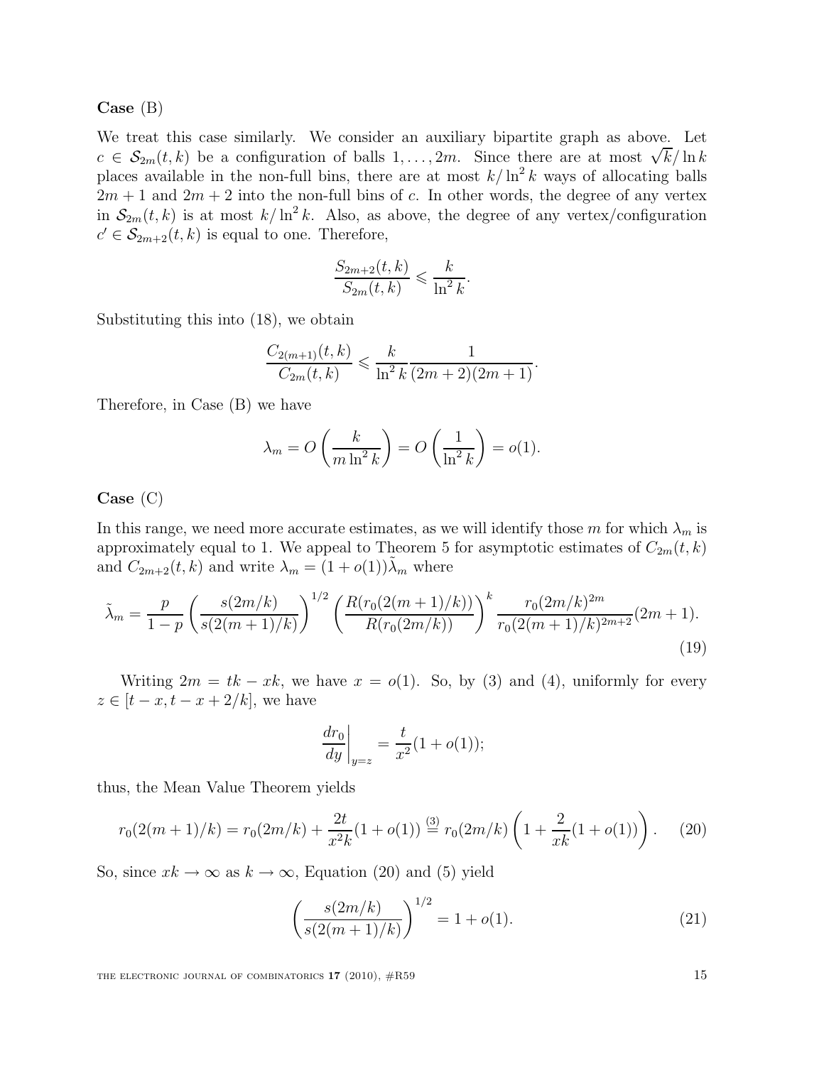**Case** (B)

We treat this case similarly. We consider an auxiliary bipartite graph as above. Let $c \in \mathcal{S}_{2m}(t,k)$ be a configuration of balls $1,\ldots,2m$. Since there are at most $\sqrt{k}/\ln k$ places available in the non-full bins, there are at most $k/\ln^2 k$ ways of allocating balls $2m+1$ and $2m+2$ into the non-full bins of $c$. In other words, the degree of any vertex in $\mathcal{S}_{2m}(t,k)$ is at most $k/\ln^2 k$. Also, as above, the degree of any vertex/configuration $c' \in \mathcal{S}_{2m+2}(t,k)$ is equal to one. Therefore,

$$\frac{S_{2m+2}(t,k)}{S_{2m}(t,k)} \leqslant \frac{k}{\ln^2 k}.$$

Substituting this into (18), we obtain

$$\frac{C_{2(m+1)}(t,k)}{C_{2m}(t,k)} \leqslant \frac{k}{\ln^2 k}\frac{1}{(2m+2)(2m+1)}.$$

Therefore, in Case (B) we have

$$\lambda_m = O\left(\frac{k}{m\ln^2 k}\right) = O\left(\frac{1}{\ln^2 k}\right) = o(1).$$

**Case** (C)

In this range, we need more accurate estimates, as we will identify those $m$ for which $\lambda_m$ is approximately equal to 1. We appeal to Theorem 5 for asymptotic estimates of $C_{2m}(t,k)$ and $C_{2m+2}(t,k)$ and write $\lambda_m = (1+o(1))\tilde{\lambda}_m$ where

$$\tilde{\lambda}_m = \frac{p}{1-p}\left(\frac{s(2m/k)}{s(2(m+1)/k)}\right)^{1/2}\left(\frac{R(r_0(2(m+1)/k))}{R(r_0(2m/k))}\right)^k \frac{r_0(2m/k)^{2m}}{r_0(2(m+1)/k)^{2m+2}}(2m+1). \tag{19}$$

Writing $2m = tk - xk$, we have $x = o(1)$. So, by (3) and (4), uniformly for every $z \in [t-x, t-x+2/k]$, we have

$$\left.\frac{dr_0}{dy}\right|_{y=z} = \frac{t}{x^2}(1+o(1));$$

thus, the Mean Value Theorem yields

$$r_0(2(m+1)/k) = r_0(2m/k) + \frac{2t}{x^2 k}(1+o(1)) \overset{(3)}{=} r_0(2m/k)\left(1 + \frac{2}{xk}(1+o(1))\right). \tag{20}$$

So, since $xk \to \infty$ as $k \to \infty$, Equation (20) and (5) yield

$$\left(\frac{s(2m/k)}{s(2(m+1)/k)}\right)^{1/2} = 1 + o(1). \tag{21}$$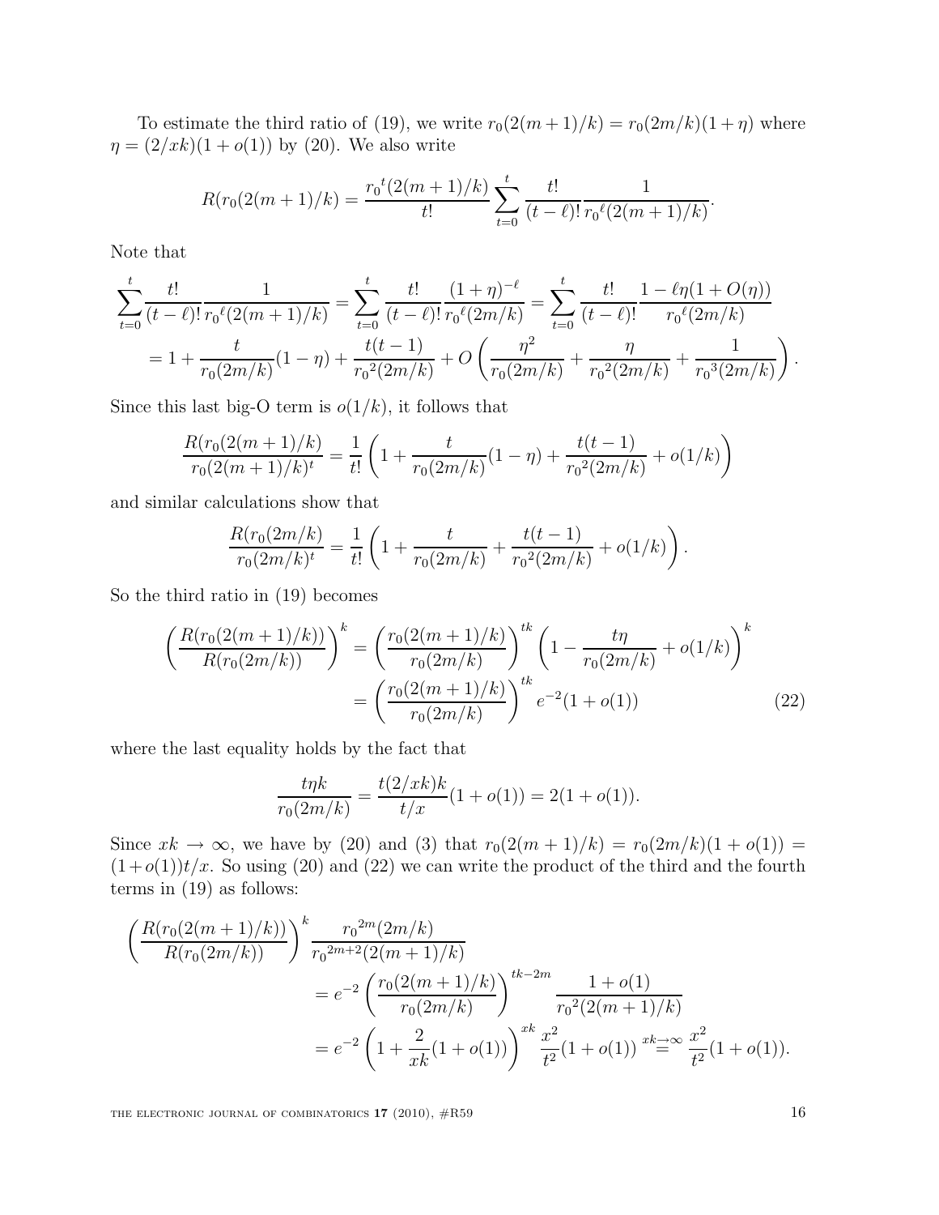To estimate the third ratio of (19), we write $r_0(2(m+1)/k) = r_0(2m/k)(1+\eta)$ where $\eta = (2/xk)(1+o(1))$ by (20). We also write

$$R(r_0(2(m+1)/k) = \frac{{r_0}^t(2(m+1)/k)}{t!}\sum_{t=0}^{t}\frac{t!}{(t-\ell)!}\frac{1}{{r_0}^\ell(2(m+1)/k)}.$$

Note that

$$\begin{aligned}\sum_{t=0}^{t}\frac{t!}{(t-\ell)!}\frac{1}{{r_0}^\ell(2(m+1)/k)} &= \sum_{t=0}^{t}\frac{t!}{(t-\ell)!}\frac{(1+\eta)^{-\ell}}{{r_0}^\ell(2m/k)} = \sum_{t=0}^{t}\frac{t!}{(t-\ell)!}\frac{1-\ell\eta(1+O(\eta))}{{r_0}^\ell(2m/k)} \\ &= 1 + \frac{t}{r_0(2m/k)}(1-\eta) + \frac{t(t-1)}{{r_0}^2(2m/k)} + O\left(\frac{\eta^2}{r_0(2m/k)} + \frac{\eta}{{r_0}^2(2m/k)} + \frac{1}{{r_0}^3(2m/k)}\right).\end{aligned}$$

Since this last big-O term is $o(1/k)$, it follows that

$$\frac{R(r_0(2(m+1)/k)}{r_0(2(m+1)/k)^t} = \frac{1}{t!}\left(1 + \frac{t}{r_0(2m/k)}(1-\eta) + \frac{t(t-1)}{{r_0}^2(2m/k)} + o(1/k)\right)$$

and similar calculations show that

$$\frac{R(r_0(2m/k)}{r_0(2m/k)^t} = \frac{1}{t!}\left(1 + \frac{t}{r_0(2m/k)} + \frac{t(t-1)}{{r_0}^2(2m/k)} + o(1/k)\right).$$

So the third ratio in (19) becomes

$$\begin{aligned}\left(\frac{R(r_0(2(m+1)/k))}{R(r_0(2m/k))}\right)^k &= \left(\frac{r_0(2(m+1)/k)}{r_0(2m/k)}\right)^{tk}\left(1 - \frac{t\eta}{r_0(2m/k)} + o(1/k)\right)^k \\ &= \left(\frac{r_0(2(m+1)/k)}{r_0(2m/k)}\right)^{tk} e^{-2}(1+o(1)) \qquad (22)\end{aligned}$$

where the last equality holds by the fact that

$$\frac{t\eta k}{r_0(2m/k)} = \frac{t(2/xk)k}{t/x}(1+o(1)) = 2(1+o(1)).$$

Since $xk \to \infty$, we have by (20) and (3) that $r_0(2(m+1)/k) = r_0(2m/k)(1+o(1)) = (1+o(1))t/x$. So using (20) and (22) we can write the product of the third and the fourth terms in (19) as follows:

$$\begin{aligned}\left(\frac{R(r_0(2(m+1)/k))}{R(r_0(2m/k))}\right)^k &\frac{{r_0}^{2m}(2m/k)}{{r_0}^{2m+2}(2(m+1)/k)} \\ &= e^{-2}\left(\frac{r_0(2(m+1)/k)}{r_0(2m/k)}\right)^{tk-2m}\frac{1+o(1)}{{r_0}^2(2(m+1)/k)} \\ &= e^{-2}\left(1 + \frac{2}{xk}(1+o(1))\right)^{xk}\frac{x^2}{t^2}(1+o(1)) \overset{xk\to\infty}{=} \frac{x^2}{t^2}(1+o(1)).\end{aligned}$$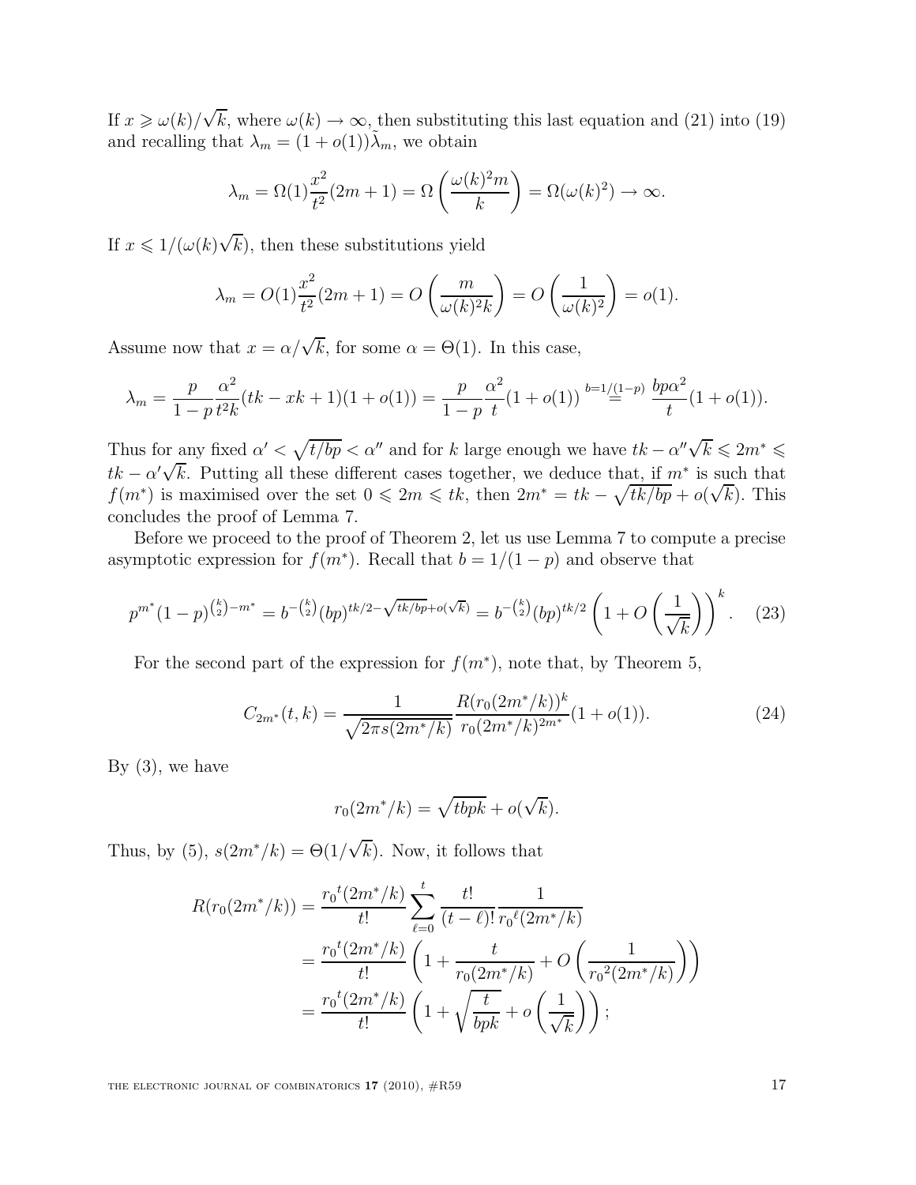If $x \geqslant \omega(k)/\sqrt{k}$, where $\omega(k) \to \infty$, then substituting this last equation and (21) into (19) and recalling that $\lambda_m = (1+o(1))\tilde{\lambda}_m$, we obtain

$$\lambda_m = \Omega(1)\frac{x^2}{t^2}(2m+1) = \Omega\left(\frac{\omega(k)^2 m}{k}\right) = \Omega(\omega(k)^2) \to \infty.$$

If $x \leqslant 1/(\omega(k)\sqrt{k})$, then these substitutions yield

$$\lambda_m = O(1)\frac{x^2}{t^2}(2m+1) = O\left(\frac{m}{\omega(k)^2 k}\right) = O\left(\frac{1}{\omega(k)^2}\right) = o(1).$$

Assume now that $x = \alpha/\sqrt{k}$, for some $\alpha = \Theta(1)$. In this case,

$$\lambda_m = \frac{p}{1-p}\frac{\alpha^2}{t^2 k}(tk - xk + 1)(1+o(1)) = \frac{p}{1-p}\frac{\alpha^2}{t}(1+o(1)) \overset{b=1/(1-p)}{=} \frac{bp\alpha^2}{t}(1+o(1)).$$

Thus for any fixed $\alpha' < \sqrt{t/bp} < \alpha''$ and for $k$ large enough we have $tk - \alpha''\sqrt{k} \leqslant 2m^* \leqslant tk - \alpha'\sqrt{k}$. Putting all these different cases together, we deduce that, if $m^*$ is such that $f(m^*)$ is maximised over the set $0 \leqslant 2m \leqslant tk$, then $2m^* = tk - \sqrt{tk/bp} + o(\sqrt{k})$. This concludes the proof of Lemma 7.

Before we proceed to the proof of Theorem 2, let us use Lemma 7 to compute a precise asymptotic expression for $f(m^*)$. Recall that $b = 1/(1-p)$ and observe that

$$p^{m^*}(1-p)^{\binom{k}{2}-m^*} = b^{-\binom{k}{2}}(bp)^{tk/2 - \sqrt{tk/bp} + o(\sqrt{k})} = b^{-\binom{k}{2}}(bp)^{tk/2}\left(1 + O\left(\frac{1}{\sqrt{k}}\right)\right)^k. \quad (23)$$

For the second part of the expression for $f(m^*)$, note that, by Theorem 5,

$$C_{2m^*}(t,k) = \frac{1}{\sqrt{2\pi s(2m^*/k)}}\frac{R(r_0(2m^*/k))^k}{r_0(2m^*/k)^{2m^*}}(1+o(1)). \quad (24)$$

By (3), we have

$$r_0(2m^*/k) = \sqrt{tbpk} + o(\sqrt{k}).$$

Thus, by (5), $s(2m^*/k) = \Theta(1/\sqrt{k})$. Now, it follows that

$$\begin{aligned}
R(r_0(2m^*/k)) &= \frac{{r_0}^t(2m^*/k)}{t!}\sum_{\ell=0}^{t}\frac{t!}{(t-\ell)!}\frac{1}{{r_0}^\ell(2m^*/k)} \\
&= \frac{{r_0}^t(2m^*/k)}{t!}\left(1 + \frac{t}{r_0(2m^*/k)} + O\left(\frac{1}{{r_0}^2(2m^*/k)}\right)\right) \\
&= \frac{{r_0}^t(2m^*/k)}{t!}\left(1 + \sqrt{\frac{t}{bpk}} + o\left(\frac{1}{\sqrt{k}}\right)\right);
\end{aligned}$$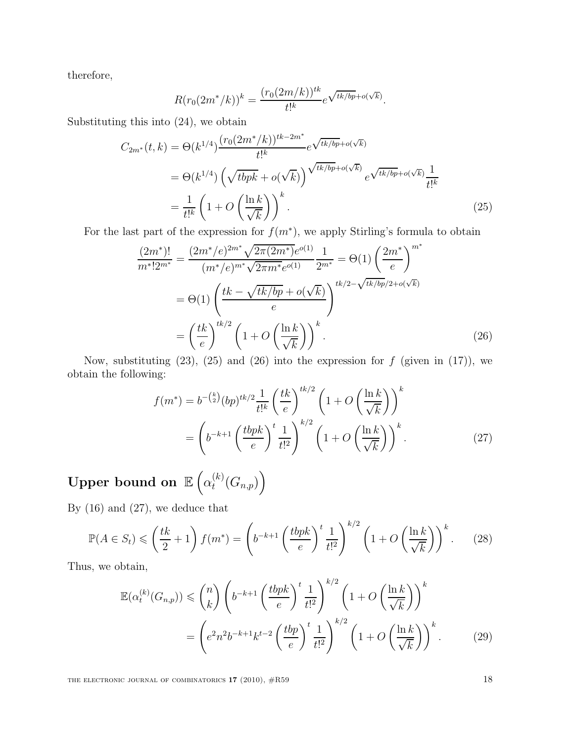therefore,

$$R(r_0(2m^*/k))^k = \frac{(r_0(2m/k))^{tk}}{t!^k} e^{\sqrt{tk/bp}+o(\sqrt{k})}.$$

Substituting this into (24), we obtain

$$\begin{aligned}
C_{2m^*}(t,k) &= \Theta(k^{1/4}) \frac{(r_0(2m^*/k))^{tk-2m^*}}{t!^k} e^{\sqrt{tk/bp}+o(\sqrt{k})} \\
&= \Theta(k^{1/4}) \left(\sqrt{tbpk} + o(\sqrt{k})\right)^{\sqrt{tk/bp}+o(\sqrt{k})} e^{\sqrt{tk/bp}+o(\sqrt{k})} \frac{1}{t!^k} \\
&= \frac{1}{t!^k} \left(1 + O\left(\frac{\ln k}{\sqrt{k}}\right)\right)^k. \qquad (25)
\end{aligned}$$

For the last part of the expression for $f(m^*)$, we apply Stirling's formula to obtain

$$\begin{aligned}
\frac{(2m^*)!}{m^*!2^{m^*}} &= \frac{(2m^*/e)^{2m^*}\sqrt{2\pi(2m^*)}e^{o(1)}}{(m^*/e)^{m^*}\sqrt{2\pi m^*}e^{o(1)}} \frac{1}{2^{m^*}} = \Theta(1)\left(\frac{2m^*}{e}\right)^{m^*} \\
&= \Theta(1)\left(\frac{tk - \sqrt{tk/bp} + o(\sqrt{k})}{e}\right)^{tk/2 - \sqrt{tk/bp}/2 + o(\sqrt{k})} \\
&= \left(\frac{tk}{e}\right)^{tk/2} \left(1 + O\left(\frac{\ln k}{\sqrt{k}}\right)\right)^k. \qquad (26)
\end{aligned}$$

Now, substituting (23), (25) and (26) into the expression for $f$ (given in (17)), we obtain the following:

$$\begin{aligned}
f(m^*) &= b^{-\binom{k}{2}}(bp)^{tk/2} \frac{1}{t!^k} \left(\frac{tk}{e}\right)^{tk/2} \left(1 + O\left(\frac{\ln k}{\sqrt{k}}\right)\right)^k \\
&= \left(b^{-k+1}\left(\frac{tbpk}{e}\right)^t \frac{1}{t!^2}\right)^{k/2} \left(1 + O\left(\frac{\ln k}{\sqrt{k}}\right)\right)^k. \qquad (27)
\end{aligned}$$

## Upper bound on $\mathbb{E}\left(\alpha_t^{(k)}(G_{n,p})\right)$

By (16) and (27), we deduce that

$$\mathbb{P}(A \in S_t) \leqslant \left(\frac{tk}{2} + 1\right) f(m^*) = \left(b^{-k+1}\left(\frac{tbpk}{e}\right)^t \frac{1}{t!^2}\right)^{k/2} \left(1 + O\left(\frac{\ln k}{\sqrt{k}}\right)\right)^k. \qquad (28)$$

Thus, we obtain,

$$\begin{aligned}
\mathbb{E}(\alpha_t^{(k)}(G_{n,p})) &\leqslant \binom{n}{k} \left(b^{-k+1}\left(\frac{tbpk}{e}\right)^t \frac{1}{t!^2}\right)^{k/2} \left(1 + O\left(\frac{\ln k}{\sqrt{k}}\right)\right)^k \\
&= \left(e^2 n^2 b^{-k+1} k^{t-2} \left(\frac{tbp}{e}\right)^t \frac{1}{t!^2}\right)^{k/2} \left(1 + O\left(\frac{\ln k}{\sqrt{k}}\right)\right)^k. \qquad (29)
\end{aligned}$$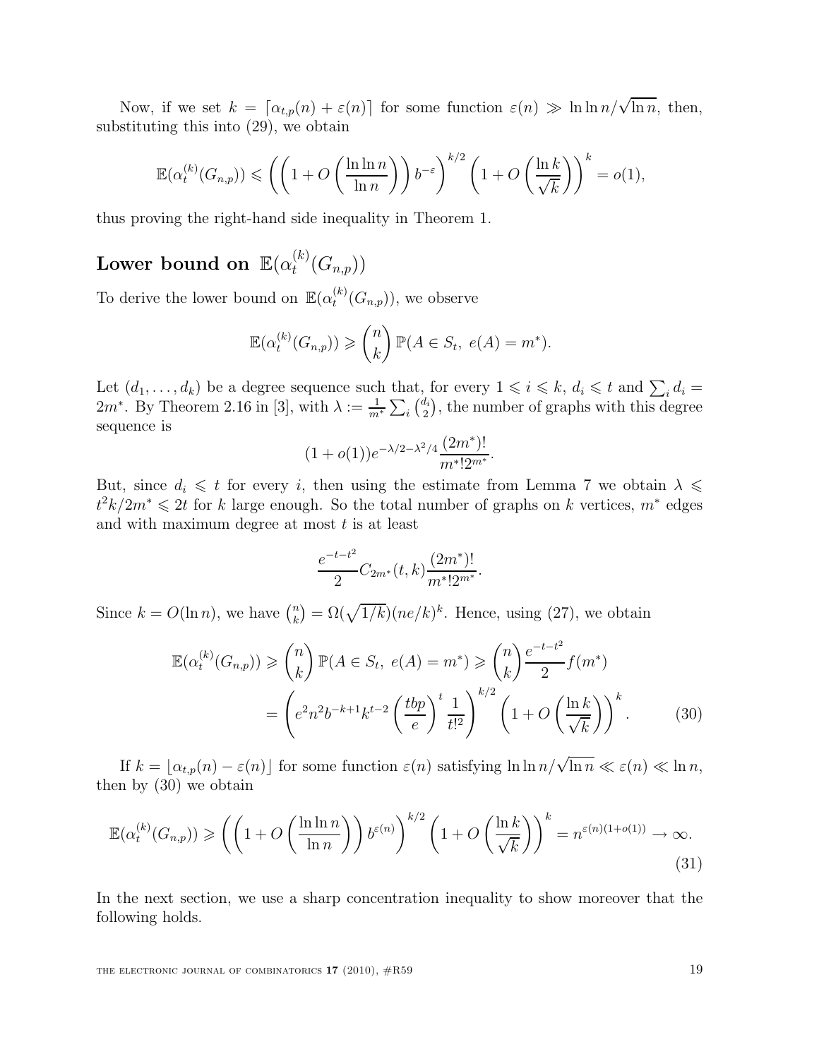Now, if we set $k = \lceil \alpha_{t,p}(n) + \varepsilon(n) \rceil$ for some function $\varepsilon(n) \gg \ln\ln n/\sqrt{\ln n}$, then, substituting this into (29), we obtain

$$\mathbb{E}(\alpha_t^{(k)}(G_{n,p})) \leqslant \left( \left( 1 + O\left( \frac{\ln\ln n}{\ln n} \right) \right) b^{-\varepsilon} \right)^{k/2} \left( 1 + O\left( \frac{\ln k}{\sqrt{k}} \right) \right)^k = o(1),$$

thus proving the right-hand side inequality in Theorem 1.

## Lower bound on $\mathbb{E}(\alpha_t^{(k)}(G_{n,p}))$

To derive the lower bound on $\mathbb{E}(\alpha_t^{(k)}(G_{n,p}))$, we observe

$$\mathbb{E}(\alpha_t^{(k)}(G_{n,p})) \geqslant \binom{n}{k} \mathbb{P}(A \in S_t,\ e(A) = m^*).$$

Let $(d_1, \ldots, d_k)$ be a degree sequence such that, for every $1 \leqslant i \leqslant k$, $d_i \leqslant t$ and $\sum_i d_i = 2m^*$. By Theorem 2.16 in [3], with $\lambda := \frac{1}{m^*} \sum_i \binom{d_i}{2}$, the number of graphs with this degree sequence is

$$(1 + o(1)) e^{-\lambda/2 - \lambda^2/4} \frac{(2m^*)!}{m^*! 2^{m^*}}.$$

But, since $d_i \leqslant t$ for every $i$, then using the estimate from Lemma 7 we obtain $\lambda \leqslant t^2 k / 2m^* \leqslant 2t$ for $k$ large enough. So the total number of graphs on $k$ vertices, $m^*$ edges and with maximum degree at most $t$ is at least

$$\frac{e^{-t-t^2}}{2} C_{2m^*}(t,k) \frac{(2m^*)!}{m^*! 2^{m^*}}.$$

Since $k = O(\ln n)$, we have $\binom{n}{k} = \Omega(\sqrt{1/k})(ne/k)^k$. Hence, using (27), we obtain

$$\begin{aligned} \mathbb{E}(\alpha_t^{(k)}(G_{n,p})) &\geqslant \binom{n}{k} \mathbb{P}(A \in S_t,\ e(A) = m^*) \geqslant \binom{n}{k} \frac{e^{-t-t^2}}{2} f(m^*) \\ &= \left( e^2 n^2 b^{-k+1} k^{t-2} \left( \frac{tbp}{e} \right)^t \frac{1}{t!^2} \right)^{k/2} \left( 1 + O\left( \frac{\ln k}{\sqrt{k}} \right) \right)^k. \end{aligned} \tag{30}$$

If $k = \lfloor \alpha_{t,p}(n) - \varepsilon(n) \rfloor$ for some function $\varepsilon(n)$ satisfying $\ln\ln n/\sqrt{\ln n} \ll \varepsilon(n) \ll \ln n$, then by (30) we obtain

$$\mathbb{E}(\alpha_t^{(k)}(G_{n,p})) \geqslant \left( \left( 1 + O\left( \frac{\ln\ln n}{\ln n} \right) \right) b^{\varepsilon(n)} \right)^{k/2} \left( 1 + O\left( \frac{\ln k}{\sqrt{k}} \right) \right)^k = n^{\varepsilon(n)(1+o(1))} \to \infty. \tag{31}$$

In the next section, we use a sharp concentration inequality to show moreover that the following holds.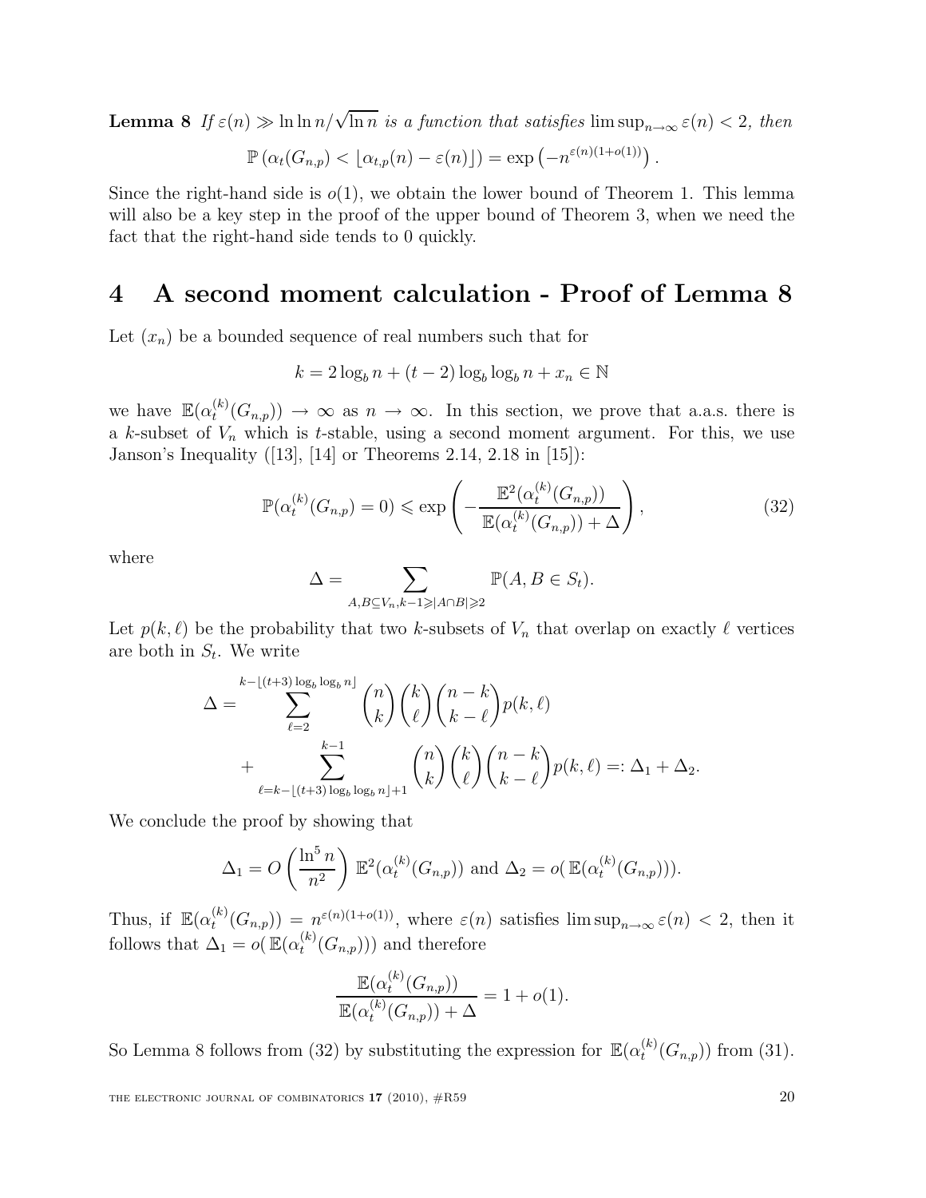**Lemma 8** *If $\varepsilon(n) \gg \ln\ln n/\sqrt{\ln n}$ is a function that satisfies $\limsup_{n\to\infty} \varepsilon(n) < 2$, then*

$$\mathbb{P}\left(\alpha_t(G_{n,p}) < \lfloor \alpha_{t,p}(n) - \varepsilon(n) \rfloor\right) = \exp\left(-n^{\varepsilon(n)(1+o(1))}\right).$$

Since the right-hand side is $o(1)$, we obtain the lower bound of Theorem 1. This lemma will also be a key step in the proof of the upper bound of Theorem 3, when we need the fact that the right-hand side tends to 0 quickly.

# 4 A second moment calculation - Proof of Lemma 8

Let $(x_n)$ be a bounded sequence of real numbers such that for

$$k = 2\log_b n + (t-2)\log_b \log_b n + x_n \in \mathbb{N}$$

we have $\mathbb{E}(\alpha_t^{(k)}(G_{n,p})) \to \infty$ as $n \to \infty$. In this section, we prove that a.a.s. there is a $k$-subset of $V_n$ which is $t$-stable, using a second moment argument. For this, we use Janson's Inequality ([13], [14] or Theorems 2.14, 2.18 in [15]):

$$\mathbb{P}(\alpha_t^{(k)}(G_{n,p}) = 0) \leqslant \exp\left(-\frac{\mathbb{E}^2(\alpha_t^{(k)}(G_{n,p}))}{\mathbb{E}(\alpha_t^{(k)}(G_{n,p})) + \Delta}\right), \tag{32}$$

where

$$\Delta = \sum_{A,B\subseteq V_n, k-1\geqslant |A\cap B|\geqslant 2} \mathbb{P}(A, B \in S_t).$$

Let $p(k,\ell)$ be the probability that two $k$-subsets of $V_n$ that overlap on exactly $\ell$ vertices are both in $S_t$. We write

$$\Delta = \sum_{\ell=2}^{k-\lfloor (t+3)\log_b\log_b n\rfloor} \binom{n}{k}\binom{k}{\ell}\binom{n-k}{k-\ell} p(k,\ell) + \sum_{\ell=k-\lfloor (t+3)\log_b\log_b n\rfloor+1}^{k-1} \binom{n}{k}\binom{k}{\ell}\binom{n-k}{k-\ell} p(k,\ell) =: \Delta_1 + \Delta_2.$$

We conclude the proof by showing that

$$\Delta_1 = O\left(\frac{\ln^5 n}{n^2}\right)\mathbb{E}^2(\alpha_t^{(k)}(G_{n,p})) \text{ and } \Delta_2 = o(\mathbb{E}(\alpha_t^{(k)}(G_{n,p}))).$$

Thus, if $\mathbb{E}(\alpha_t^{(k)}(G_{n,p})) = n^{\varepsilon(n)(1+o(1))}$, where $\varepsilon(n)$ satisfies $\limsup_{n\to\infty}\varepsilon(n) < 2$, then it follows that $\Delta_1 = o(\mathbb{E}(\alpha_t^{(k)}(G_{n,p})))$ and therefore

$$\frac{\mathbb{E}(\alpha_t^{(k)}(G_{n,p}))}{\mathbb{E}(\alpha_t^{(k)}(G_{n,p})) + \Delta} = 1 + o(1).$$

So Lemma 8 follows from (32) by substituting the expression for $\mathbb{E}(\alpha_t^{(k)}(G_{n,p}))$ from (31).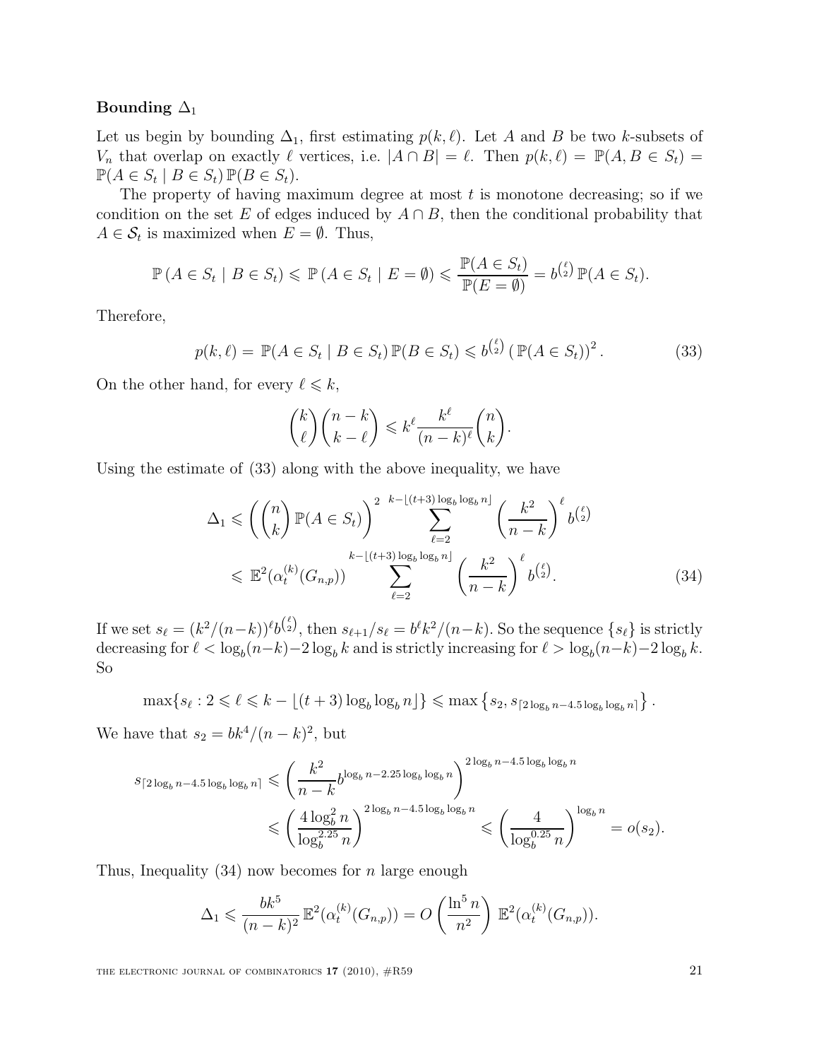**Bounding $\Delta_1$**

Let us begin by bounding $\Delta_1$, first estimating $p(k,\ell)$. Let $A$ and $B$ be two $k$-subsets of $V_n$ that overlap on exactly $\ell$ vertices, i.e. $|A \cap B| = \ell$. Then $p(k,\ell) = \mathbb{P}(A, B \in S_t) = \mathbb{P}(A \in S_t \mid B \in S_t)\,\mathbb{P}(B \in S_t)$.

The property of having maximum degree at most $t$ is monotone decreasing; so if we condition on the set $E$ of edges induced by $A \cap B$, then the conditional probability that $A \in \mathcal{S}_t$ is maximized when $E = \emptyset$. Thus,

$$\mathbb{P}\left(A \in S_t \mid B \in S_t\right) \leqslant \mathbb{P}\left(A \in S_t \mid E = \emptyset\right) \leqslant \frac{\mathbb{P}(A \in S_t)}{\mathbb{P}(E = \emptyset)} = b^{\binom{\ell}{2}}\,\mathbb{P}(A \in S_t).$$

Therefore,

$$p(k,\ell) = \mathbb{P}(A \in S_t \mid B \in S_t)\,\mathbb{P}(B \in S_t) \leqslant b^{\binom{\ell}{2}} \left(\mathbb{P}(A \in S_t)\right)^2. \tag{33}$$

On the other hand, for every $\ell \leqslant k$,

$$\binom{k}{\ell}\binom{n-k}{k-\ell} \leqslant k^{\ell} \frac{k^{\ell}}{(n-k)^{\ell}} \binom{n}{k}.$$

Using the estimate of (33) along with the above inequality, we have

$$\begin{aligned}
\Delta_1 &\leqslant \left(\binom{n}{k}\mathbb{P}(A \in S_t)\right)^2 \sum_{\ell=2}^{k-\lfloor (t+3)\log_b \log_b n \rfloor} \left(\frac{k^2}{n-k}\right)^{\ell} b^{\binom{\ell}{2}} \\
&\leqslant \mathbb{E}^2(\alpha_t^{(k)}(G_{n,p})) \sum_{\ell=2}^{k-\lfloor (t+3)\log_b \log_b n \rfloor} \left(\frac{k^2}{n-k}\right)^{\ell} b^{\binom{\ell}{2}}.
\end{aligned} \tag{34}$$

If we set $s_\ell = (k^2/(n-k))^{\ell} b^{\binom{\ell}{2}}$, then $s_{\ell+1}/s_\ell = b^{\ell}k^2/(n-k)$. So the sequence $\{s_\ell\}$ is strictly decreasing for $\ell < \log_b(n-k) - 2\log_b k$ and is strictly increasing for $\ell > \log_b(n-k) - 2\log_b k$. So

$$\max\{s_\ell : 2 \leqslant \ell \leqslant k - \lfloor (t+3)\log_b \log_b n \rfloor\} \leqslant \max\left\{s_2, s_{\lceil 2\log_b n - 4.5 \log_b \log_b n \rceil}\right\}.$$

We have that $s_2 = bk^4/(n-k)^2$, but

$$\begin{aligned}
s_{\lceil 2\log_b n - 4.5\log_b \log_b n \rceil} &\leqslant \left(\frac{k^2}{n-k} b^{\log_b n - 2.25 \log_b \log_b n}\right)^{2\log_b n - 4.5 \log_b \log_b n} \\
&\leqslant \left(\frac{4\log_b^2 n}{\log_b^{2.25} n}\right)^{2\log_b n - 4.5\log_b \log_b n} \leqslant \left(\frac{4}{\log_b^{0.25} n}\right)^{\log_b n} = o(s_2).
\end{aligned}$$

Thus, Inequality (34) now becomes for $n$ large enough

$$\Delta_1 \leqslant \frac{bk^5}{(n-k)^2}\,\mathbb{E}^2(\alpha_t^{(k)}(G_{n,p})) = O\left(\frac{\ln^5 n}{n^2}\right)\,\mathbb{E}^2(\alpha_t^{(k)}(G_{n,p})).$$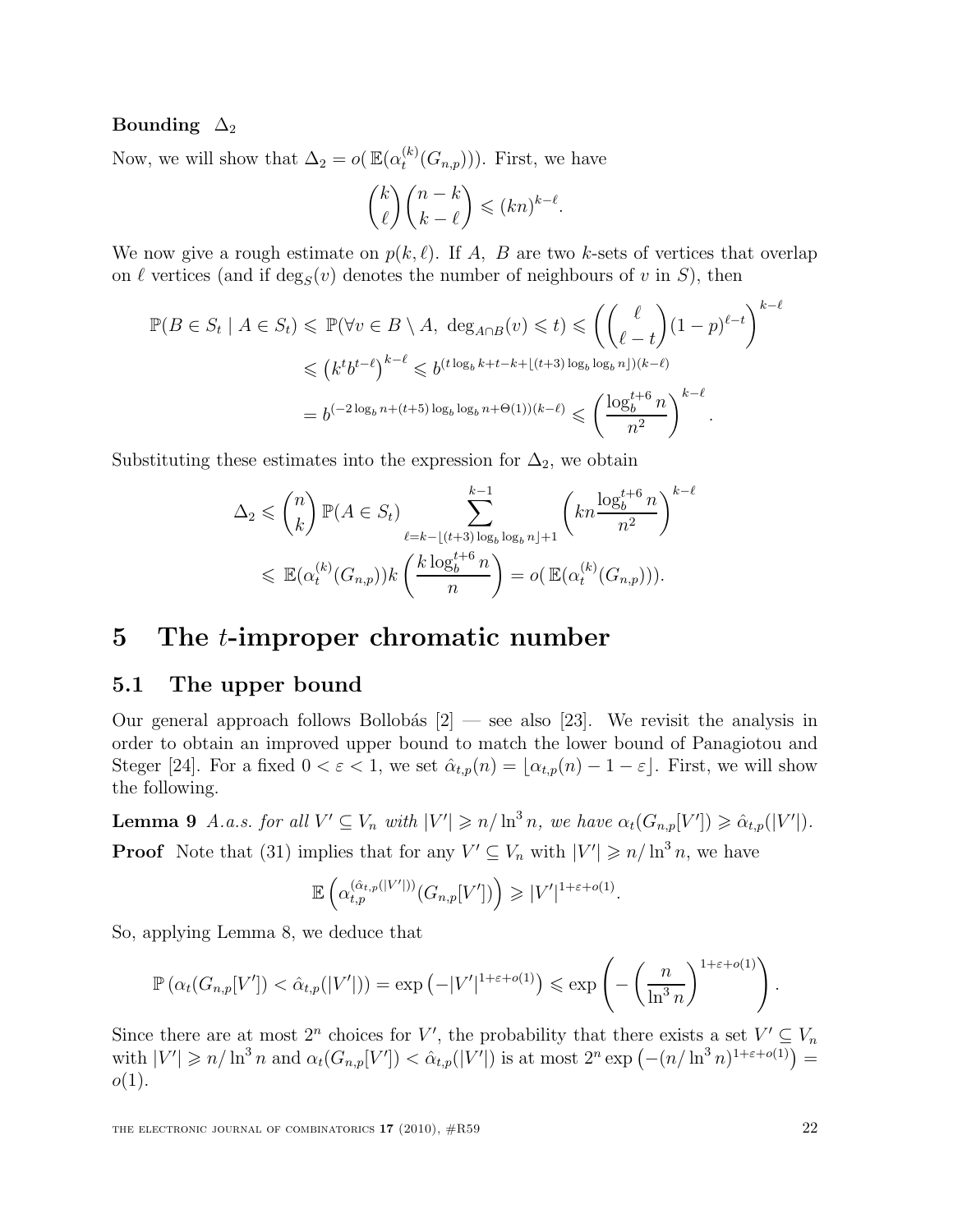**Bounding $\Delta_2$**

Now, we will show that $\Delta_2 = o(\mathbb{E}(\alpha_t^{(k)}(G_{n,p})))$. First, we have

$$\binom{k}{\ell}\binom{n-k}{k-\ell} \leqslant (kn)^{k-\ell}.$$

We now give a rough estimate on $p(k,\ell)$. If $A$, $B$ are two $k$-sets of vertices that overlap on $\ell$ vertices (and if $\deg_S(v)$ denotes the number of neighbours of $v$ in $S$), then

$$\begin{aligned}
\mathbb{P}(B \in S_t \mid A \in S_t) &\leqslant \mathbb{P}(\forall v \in B \setminus A,\ \deg_{A\cap B}(v) \leqslant t) \leqslant \left(\binom{\ell}{\ell-t}(1-p)^{\ell-t}\right)^{k-\ell} \\
&\leqslant \left(k^t b^{t-\ell}\right)^{k-\ell} \leqslant b^{(t\log_b k + t - k + \lfloor (t+3)\log_b\log_b n\rfloor)(k-\ell)} \\
&= b^{(-2\log_b n + (t+5)\log_b\log_b n + \Theta(1))(k-\ell)} \leqslant \left(\frac{\log_b^{t+6} n}{n^2}\right)^{k-\ell}.
\end{aligned}$$

Substituting these estimates into the expression for $\Delta_2$, we obtain

$$\begin{aligned}
\Delta_2 &\leqslant \binom{n}{k}\mathbb{P}(A \in S_t) \sum_{\ell = k - \lfloor (t+3)\log_b\log_b n\rfloor + 1}^{k-1} \left(kn\frac{\log_b^{t+6} n}{n^2}\right)^{k-\ell} \\
&\leqslant \mathbb{E}(\alpha_t^{(k)}(G_{n,p}))k\left(\frac{k\log_b^{t+6} n}{n}\right) = o(\mathbb{E}(\alpha_t^{(k)}(G_{n,p}))).
\end{aligned}$$

# 5 The $t$-improper chromatic number

## 5.1 The upper bound

Our general approach follows Bollobás [2] — see also [23]. We revisit the analysis in order to obtain an improved upper bound to match the lower bound of Panagiotou and Steger [24]. For a fixed $0 < \varepsilon < 1$, we set $\hat{\alpha}_{t,p}(n) = \lfloor \alpha_{t,p}(n) - 1 - \varepsilon \rfloor$. First, we will show the following.

**Lemma 9** *A.a.s. for all $V' \subseteq V_n$ with $|V'| \geqslant n/\ln^3 n$, we have $\alpha_t(G_{n,p}[V']) \geqslant \hat{\alpha}_{t,p}(|V'|)$.*

**Proof** Note that (31) implies that for any $V' \subseteq V_n$ with $|V'| \geqslant n/\ln^3 n$, we have

$$\mathbb{E}\left(\alpha_{t,p}^{(\hat{\alpha}_{t,p}(|V'|))}(G_{n,p}[V'])\right) \geqslant |V'|^{1+\varepsilon+o(1)}.$$

So, applying Lemma 8, we deduce that

$$\mathbb{P}\left(\alpha_t(G_{n,p}[V']) < \hat{\alpha}_{t,p}(|V'|)\right) = \exp\left(-|V'|^{1+\varepsilon+o(1)}\right) \leqslant \exp\left(-\left(\frac{n}{\ln^3 n}\right)^{1+\varepsilon+o(1)}\right).$$

Since there are at most $2^n$ choices for $V'$, the probability that there exists a set $V' \subseteq V_n$ with $|V'| \geqslant n/\ln^3 n$ and $\alpha_t(G_{n,p}[V']) < \hat{\alpha}_{t,p}(|V'|)$ is at most $2^n \exp\left(-(n/\ln^3 n)^{1+\varepsilon+o(1)}\right) = o(1)$.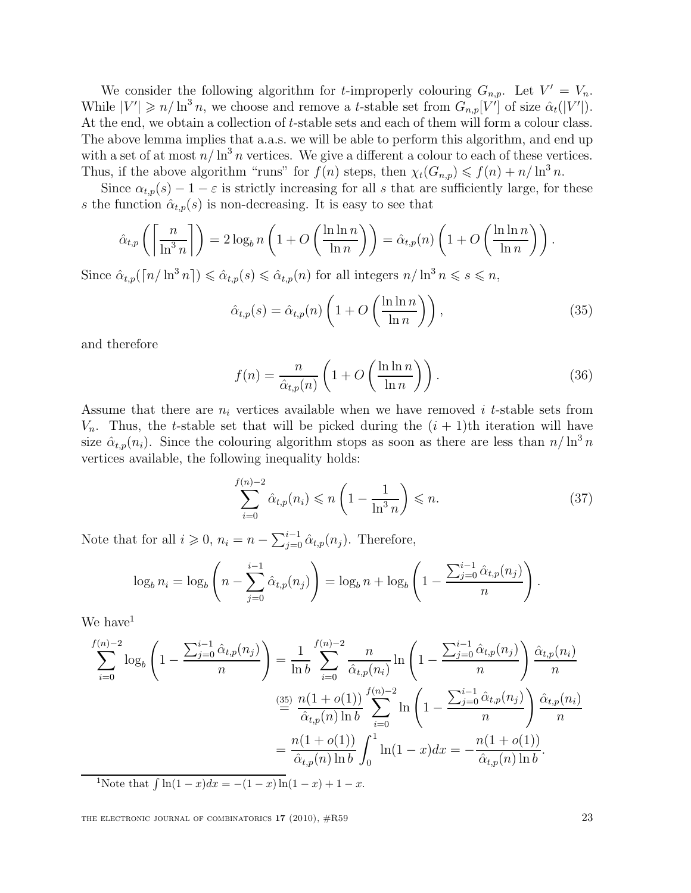We consider the following algorithm for $t$-improperly colouring $G_{n,p}$. Let $V' = V_n$. While $|V'| \geqslant n/\ln^3 n$, we choose and remove a $t$-stable set from $G_{n,p}[V']$ of size $\hat{\alpha}_t(|V'|)$. At the end, we obtain a collection of $t$-stable sets and each of them will form a colour class. The above lemma implies that a.a.s. we will be able to perform this algorithm, and end up with a set of at most $n/\ln^3 n$ vertices. We give a different a colour to each of these vertices. Thus, if the above algorithm "runs" for $f(n)$ steps, then $\chi_t(G_{n,p}) \leqslant f(n) + n/\ln^3 n$.

Since $\alpha_{t,p}(s) - 1 - \varepsilon$ is strictly increasing for all $s$ that are sufficiently large, for these $s$ the function $\hat{\alpha}_{t,p}(s)$ is non-decreasing. It is easy to see that

$$\hat{\alpha}_{t,p}\left(\left\lceil \frac{n}{\ln^3 n} \right\rceil\right) = 2\log_b n \left(1 + O\left(\frac{\ln\ln n}{\ln n}\right)\right) = \hat{\alpha}_{t,p}(n)\left(1 + O\left(\frac{\ln\ln n}{\ln n}\right)\right).$$

Since $\hat{\alpha}_{t,p}(\lceil n/\ln^3 n \rceil) \leqslant \hat{\alpha}_{t,p}(s) \leqslant \hat{\alpha}_{t,p}(n)$ for all integers $n/\ln^3 n \leqslant s \leqslant n$,

$$\hat{\alpha}_{t,p}(s) = \hat{\alpha}_{t,p}(n)\left(1 + O\left(\frac{\ln\ln n}{\ln n}\right)\right), \tag{35}$$

and therefore

$$f(n) = \frac{n}{\hat{\alpha}_{t,p}(n)}\left(1 + O\left(\frac{\ln\ln n}{\ln n}\right)\right). \tag{36}$$

Assume that there are $n_i$ vertices available when we have removed $i$ $t$-stable sets from $V_n$. Thus, the $t$-stable set that will be picked during the $(i+1)$th iteration will have size $\hat{\alpha}_{t,p}(n_i)$. Since the colouring algorithm stops as soon as there are less than $n/\ln^3 n$ vertices available, the following inequality holds:

$$\sum_{i=0}^{f(n)-2} \hat{\alpha}_{t,p}(n_i) \leqslant n\left(1 - \frac{1}{\ln^3 n}\right) \leqslant n. \tag{37}$$

Note that for all $i \geqslant 0$, $n_i = n - \sum_{j=0}^{i-1} \hat{\alpha}_{t,p}(n_j)$. Therefore,

$$\log_b n_i = \log_b\left(n - \sum_{j=0}^{i-1} \hat{\alpha}_{t,p}(n_j)\right) = \log_b n + \log_b\left(1 - \frac{\sum_{j=0}^{i-1} \hat{\alpha}_{t,p}(n_j)}{n}\right).$$

We have[1]

$$\begin{aligned}
\sum_{i=0}^{f(n)-2} \log_b\left(1 - \frac{\sum_{j=0}^{i-1} \hat{\alpha}_{t,p}(n_j)}{n}\right) &= \frac{1}{\ln b}\sum_{i=0}^{f(n)-2} \frac{n}{\hat{\alpha}_{t,p}(n_i)} \ln\left(1 - \frac{\sum_{j=0}^{i-1} \hat{\alpha}_{t,p}(n_j)}{n}\right)\frac{\hat{\alpha}_{t,p}(n_i)}{n} \\
&\overset{(35)}{=} \frac{n(1+o(1))}{\hat{\alpha}_{t,p}(n)\ln b}\sum_{i=0}^{f(n)-2} \ln\left(1 - \frac{\sum_{j=0}^{i-1} \hat{\alpha}_{t,p}(n_j)}{n}\right)\frac{\hat{\alpha}_{t,p}(n_i)}{n} \\
&= \frac{n(1+o(1))}{\hat{\alpha}_{t,p}(n)\ln b}\int_0^1 \ln(1-x)dx = -\frac{n(1+o(1))}{\hat{\alpha}_{t,p}(n)\ln b}.
\end{aligned}$$

[1] Note that $\int \ln(1-x)dx = -(1-x)\ln(1-x) + 1 - x$.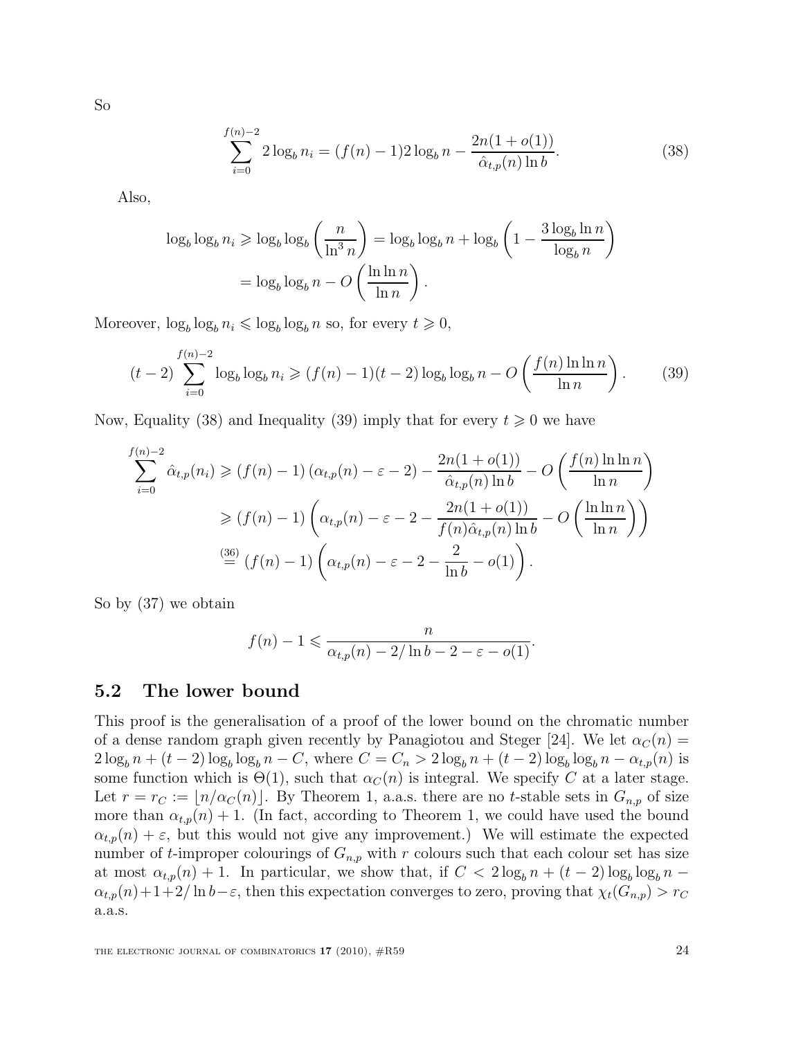So

$$\sum_{i=0}^{f(n)-2} 2\log_b n_i = (f(n)-1)2\log_b n - \frac{2n(1+o(1))}{\hat{\alpha}_{t,p}(n)\ln b}. \tag{38}$$

Also,

$$\begin{aligned}
\log_b \log_b n_i &\geqslant \log_b \log_b \left(\frac{n}{\ln^3 n}\right) = \log_b \log_b n + \log_b \left(1 - \frac{3\log_b \ln n}{\log_b n}\right) \\
&= \log_b \log_b n - O\left(\frac{\ln \ln n}{\ln n}\right).
\end{aligned}$$

Moreover, $\log_b \log_b n_i \leqslant \log_b \log_b n$ so, for every $t \geqslant 0$,

$$(t-2)\sum_{i=0}^{f(n)-2} \log_b \log_b n_i \geqslant (f(n)-1)(t-2)\log_b \log_b n - O\left(\frac{f(n)\ln\ln n}{\ln n}\right). \tag{39}$$

Now, Equality (38) and Inequality (39) imply that for every $t \geqslant 0$ we have

$$\begin{aligned}
\sum_{i=0}^{f(n)-2} \hat{\alpha}_{t,p}(n_i) &\geqslant (f(n)-1)\left(\alpha_{t,p}(n) - \varepsilon - 2\right) - \frac{2n(1+o(1))}{\hat{\alpha}_{t,p}(n)\ln b} - O\left(\frac{f(n)\ln\ln n}{\ln n}\right) \\
&\geqslant (f(n)-1)\left(\alpha_{t,p}(n) - \varepsilon - 2 - \frac{2n(1+o(1))}{f(n)\hat{\alpha}_{t,p}(n)\ln b} - O\left(\frac{\ln\ln n}{\ln n}\right)\right) \\
&\overset{(36)}{=} (f(n)-1)\left(\alpha_{t,p}(n) - \varepsilon - 2 - \frac{2}{\ln b} - o(1)\right).
\end{aligned}$$

So by (37) we obtain

$$f(n) - 1 \leqslant \frac{n}{\alpha_{t,p}(n) - 2/\ln b - 2 - \varepsilon - o(1)}.$$

## 5.2 The lower bound

This proof is the generalisation of a proof of the lower bound on the chromatic number of a dense random graph given recently by Panagiotou and Steger [24]. We let $\alpha_C(n) = 2\log_b n + (t-2)\log_b \log_b n - C$, where $C = C_n > 2\log_b n + (t-2)\log_b\log_b n - \alpha_{t,p}(n)$ is some function which is $\Theta(1)$, such that $\alpha_C(n)$ is integral. We specify $C$ at a later stage. Let $r = r_C := \lfloor n/\alpha_C(n) \rfloor$. By Theorem 1, a.a.s. there are no $t$-stable sets in $G_{n,p}$ of size more than $\alpha_{t,p}(n)+1$. (In fact, according to Theorem 1, we could have used the bound $\alpha_{t,p}(n)+\varepsilon$, but this would not give any improvement.) We will estimate the expected number of $t$-improper colourings of $G_{n,p}$ with $r$ colours such that each colour set has size at most $\alpha_{t,p}(n)+1$. In particular, we show that, if $C < 2\log_b n + (t-2)\log_b \log_b n - \alpha_{t,p}(n) + 1 + 2/\ln b - \varepsilon$, then this expectation converges to zero, proving that $\chi_t(G_{n,p}) > r_C$ a.a.s.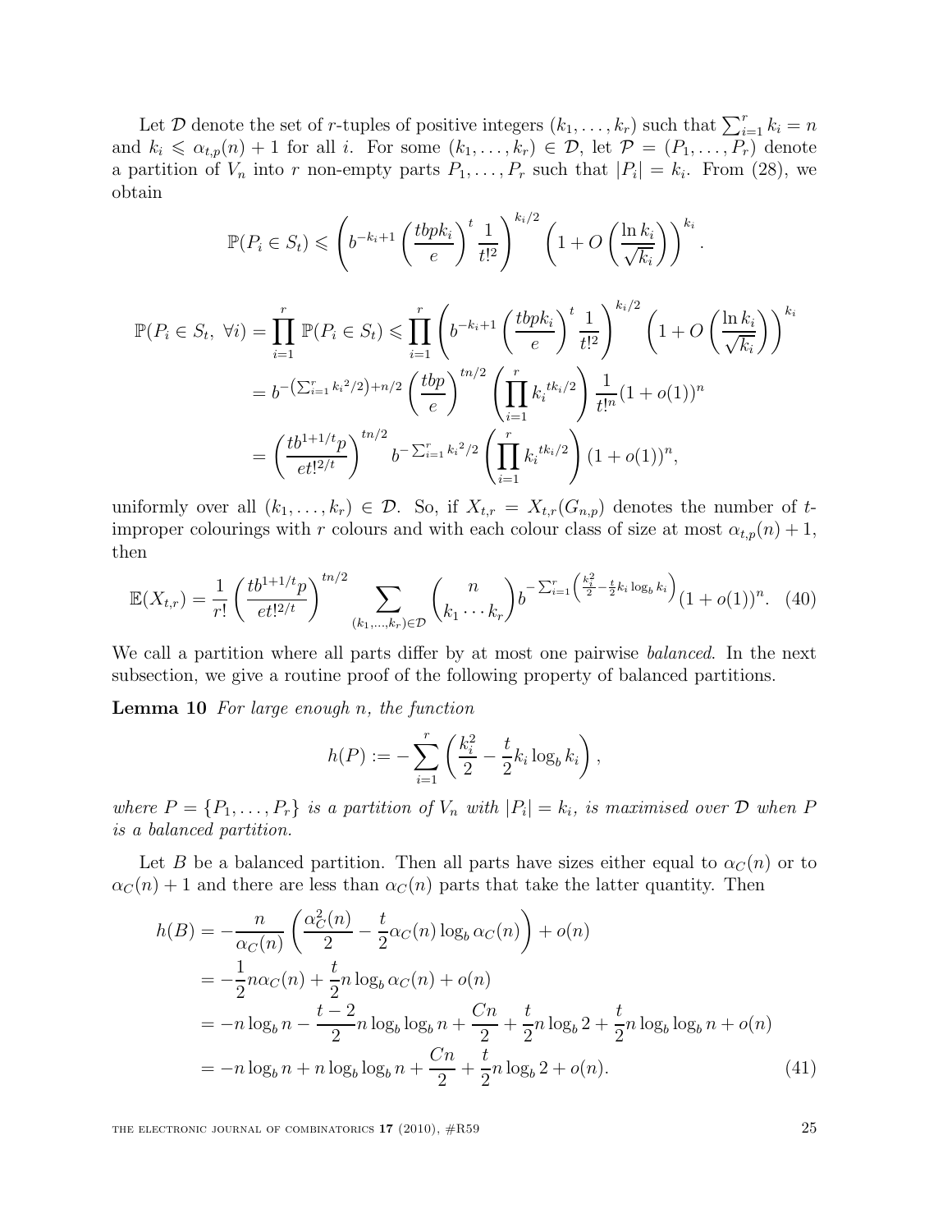Let $\mathcal{D}$ denote the set of $r$-tuples of positive integers $(k_1, \ldots, k_r)$ such that $\sum_{i=1}^r k_i = n$ and $k_i \leqslant \alpha_{t,p}(n) + 1$ for all $i$. For some $(k_1, \ldots, k_r) \in \mathcal{D}$, let $\mathcal{P} = (P_1, \ldots, P_r)$ denote a partition of $V_n$ into $r$ non-empty parts $P_1, \ldots, P_r$ such that $|P_i| = k_i$. From (28), we obtain

$$\mathbb{P}(P_i \in S_t) \leqslant \left( b^{-k_i+1} \left( \frac{tbpk_i}{e} \right)^t \frac{1}{t!^2} \right)^{k_i/2} \left( 1 + O\left( \frac{\ln k_i}{\sqrt{k_i}} \right) \right)^{k_i}.$$

$$\begin{aligned}
\mathbb{P}(P_i \in S_t,\ \forall i) = \prod_{i=1}^r \mathbb{P}(P_i \in S_t) &\leqslant \prod_{i=1}^r \left( b^{-k_i+1} \left( \frac{tbpk_i}{e} \right)^t \frac{1}{t!^2} \right)^{k_i/2} \left( 1 + O\left( \frac{\ln k_i}{\sqrt{k_i}} \right) \right)^{k_i} \\
&= b^{-\left(\sum_{i=1}^r {k_i}^2/2\right) + n/2} \left( \frac{tbp}{e} \right)^{tn/2} \left( \prod_{i=1}^r {k_i}^{tk_i/2} \right) \frac{1}{t!^n} (1 + o(1))^n \\
&= \left( \frac{tb^{1+1/t}p}{et!^{2/t}} \right)^{tn/2} b^{-\sum_{i=1}^r {k_i}^2/2} \left( \prod_{i=1}^r {k_i}^{tk_i/2} \right) (1 + o(1))^n,
\end{aligned}$$

uniformly over all $(k_1, \ldots, k_r) \in \mathcal{D}$. So, if $X_{t,r} = X_{t,r}(G_{n,p})$ denotes the number of $t$-improper colourings with $r$ colours and with each colour class of size at most $\alpha_{t,p}(n) + 1$, then

$$\mathbb{E}(X_{t,r}) = \frac{1}{r!} \left( \frac{tb^{1+1/t}p}{et!^{2/t}} \right)^{tn/2} \sum_{(k_1, \ldots, k_r) \in \mathcal{D}} \binom{n}{k_1 \cdots k_r} b^{-\sum_{i=1}^r \left( \frac{k_i^2}{2} - \frac{t}{2} k_i \log_b k_i \right)} (1 + o(1))^n. \quad (40)$$

We call a partition where all parts differ by at most one pairwise *balanced*. In the next subsection, we give a routine proof of the following property of balanced partitions.

**Lemma 10** *For large enough $n$, the function*

$$h(P) := -\sum_{i=1}^r \left( \frac{k_i^2}{2} - \frac{t}{2} k_i \log_b k_i \right),$$

*where $P = \{P_1, \ldots, P_r\}$ is a partition of $V_n$ with $|P_i| = k_i$, is maximised over $\mathcal{D}$ when $P$ is a balanced partition.*

Let $B$ be a balanced partition. Then all parts have sizes either equal to $\alpha_C(n)$ or to $\alpha_C(n) + 1$ and there are less than $\alpha_C(n)$ parts that take the latter quantity. Then

$$\begin{aligned}
h(B) &= -\frac{n}{\alpha_C(n)} \left( \frac{\alpha_C^2(n)}{2} - \frac{t}{2} \alpha_C(n) \log_b \alpha_C(n) \right) + o(n) \\
&= -\frac{1}{2} n \alpha_C(n) + \frac{t}{2} n \log_b \alpha_C(n) + o(n) \\
&= -n \log_b n - \frac{t-2}{2} n \log_b \log_b n + \frac{Cn}{2} + \frac{t}{2} n \log_b 2 + \frac{t}{2} n \log_b \log_b n + o(n) \\
&= -n \log_b n + n \log_b \log_b n + \frac{Cn}{2} + \frac{t}{2} n \log_b 2 + o(n). \qquad (41)
\end{aligned}$$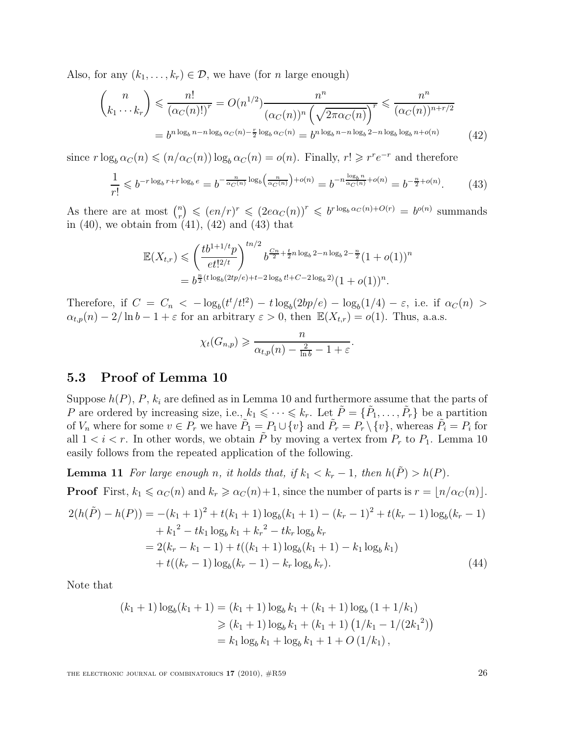Also, for any $(k_1, \ldots, k_r) \in \mathcal{D}$, we have (for $n$ large enough)

$$\binom{n}{k_1 \cdots k_r} \leqslant \frac{n!}{(\alpha_C(n)!)^r} = O(n^{1/2}) \frac{n^n}{(\alpha_C(n))^n \left(\sqrt{2\pi\alpha_C(n)}\right)^r} \leqslant \frac{n^n}{(\alpha_C(n))^{n+r/2}}$$
$$= b^{n\log_b n - n\log_b \alpha_C(n) - \frac{r}{2}\log_b \alpha_C(n)} = b^{n\log_b n - n\log_b 2 - n\log_b\log_b n + o(n)} \tag{42}$$

since $r\log_b \alpha_C(n) \leqslant (n/\alpha_C(n))\log_b \alpha_C(n) = o(n)$. Finally, $r! \geqslant r^r e^{-r}$ and therefore

$$\frac{1}{r!} \leqslant b^{-r\log_b r + r\log_b e} = b^{-\frac{n}{\alpha_C(n)}\log_b\left(\frac{n}{\alpha_C(n)}\right) + o(n)} = b^{-n\frac{\log_b n}{\alpha_C(n)} + o(n)} = b^{-\frac{n}{2} + o(n)}. \tag{43}$$

As there are at most $\binom{n}{r} \leqslant (en/r)^r \leqslant (2e\alpha_C(n))^r \leqslant b^{r\log_b \alpha_C(n) + O(r)} = b^{o(n)}$ summands in (40), we obtain from (41), (42) and (43) that

$$\mathbb{E}(X_{t,r}) \leqslant \left(\frac{tb^{1+1/t}p}{et!^{2/t}}\right)^{tn/2} b^{\frac{Cn}{2} + \frac{t}{2}n\log_b 2 - n\log_b 2 - \frac{n}{2}} (1+o(1))^n$$
$$= b^{\frac{n}{2}(t\log_b(2tp/e) + t - 2\log_b t! + C - 2\log_b 2)} (1+o(1))^n.$$

Therefore, if $C = C_n < -\log_b(t^t/t!^2) - t\log_b(2bp/e) - \log_b(1/4) - \varepsilon$, i.e. if $\alpha_C(n) > \alpha_{t,p}(n) - 2/\ln b - 1 + \varepsilon$ for an arbitrary $\varepsilon > 0$, then $\mathbb{E}(X_{t,r}) = o(1)$. Thus, a.a.s.

$$\chi_t(G_{n,p}) \geqslant \frac{n}{\alpha_{t,p}(n) - \frac{2}{\ln b} - 1 + \varepsilon}.$$

## 5.3 Proof of Lemma 10

Suppose $h(P)$, $P$, $k_i$ are defined as in Lemma 10 and furthermore assume that the parts of $P$ are ordered by increasing size, i.e., $k_1 \leqslant \cdots \leqslant k_r$. Let $\tilde{P} = \{\tilde{P}_1, \ldots, \tilde{P}_r\}$ be a partition of $V_n$ where for some $v \in P_r$ we have $\tilde{P}_1 = P_1 \cup \{v\}$ and $\tilde{P}_r = P_r \setminus \{v\}$, whereas $\tilde{P}_i = P_i$ for all $1 < i < r$. In other words, we obtain $\tilde{P}$ by moving a vertex from $P_r$ to $P_1$. Lemma 10 easily follows from the repeated application of the following.

**Lemma 11** *For large enough $n$, it holds that, if $k_1 < k_r - 1$, then $h(\tilde{P}) > h(P)$.*

**Proof** First, $k_1 \leqslant \alpha_C(n)$ and $k_r \geqslant \alpha_C(n)+1$, since the number of parts is $r = \lfloor n/\alpha_C(n) \rfloor$.

$$\begin{aligned}
2(h(\tilde{P}) - h(P)) &= -(k_1+1)^2 + t(k_1+1)\log_b(k_1+1) - (k_r-1)^2 + t(k_r-1)\log_b(k_r-1) \\
&\quad + {k_1}^2 - tk_1\log_b k_1 + {k_r}^2 - tk_r\log_b k_r \\
&= 2(k_r - k_1 - 1) + t((k_1+1)\log_b(k_1+1) - k_1\log_b k_1) \\
&\quad + t((k_r-1)\log_b(k_r-1) - k_r\log_b k_r).
\end{aligned} \tag{44}$$

Note that

$$\begin{aligned}
(k_1+1)\log_b(k_1+1) &= (k_1+1)\log_b k_1 + (k_1+1)\log_b(1+1/k_1) \\
&\geqslant (k_1+1)\log_b k_1 + (k_1+1)\left(1/k_1 - 1/(2{k_1}^2)\right) \\
&= k_1\log_b k_1 + \log_b k_1 + 1 + O(1/k_1),
\end{aligned}$$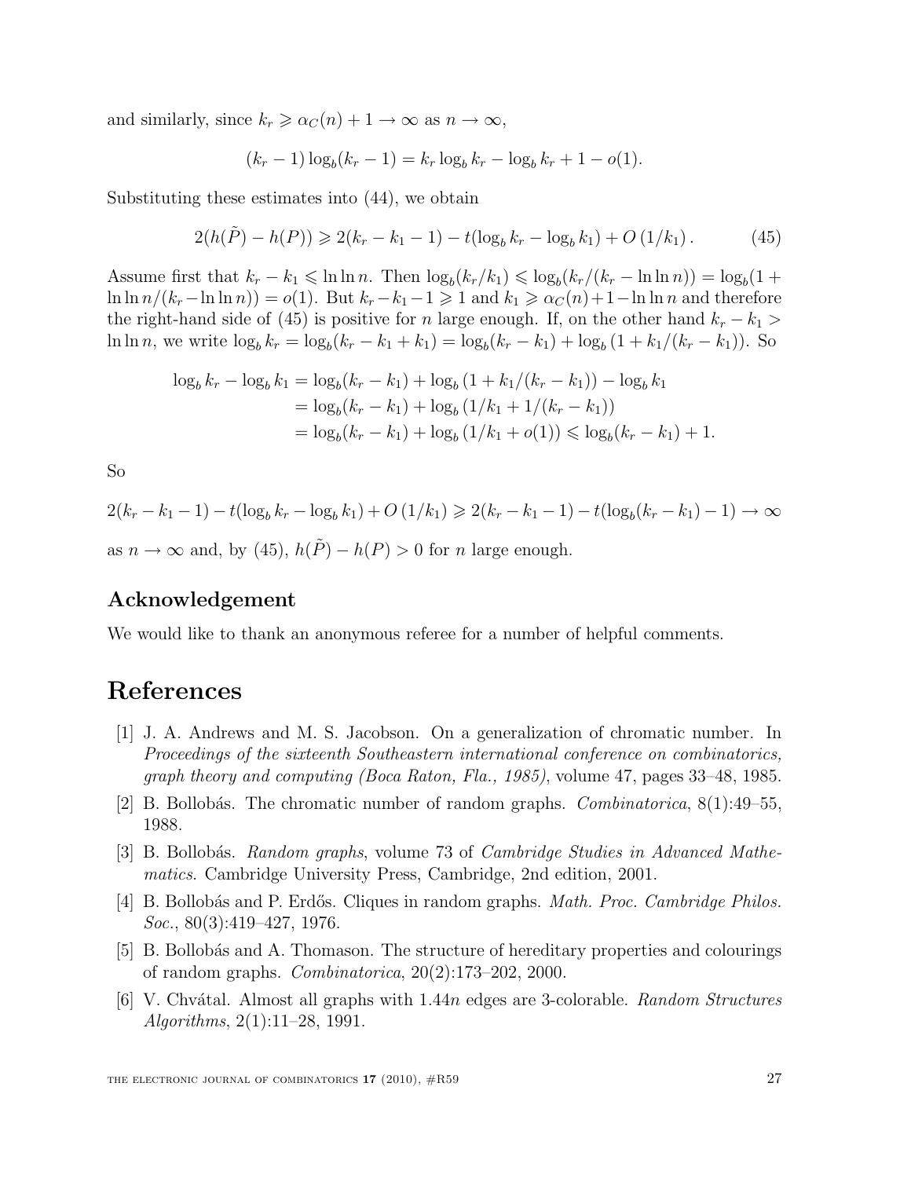and similarly, since $k_r \geqslant \alpha_C(n) + 1 \to \infty$ as $n \to \infty$,

$$(k_r - 1)\log_b(k_r - 1) = k_r \log_b k_r - \log_b k_r + 1 - o(1).$$

Substituting these estimates into (44), we obtain

$$2(h(\tilde{P}) - h(P)) \geqslant 2(k_r - k_1 - 1) - t(\log_b k_r - \log_b k_1) + O\left(1/k_1\right). \tag{45}$$

Assume first that $k_r - k_1 \leqslant \ln \ln n$. Then $\log_b(k_r/k_1) \leqslant \log_b(k_r/(k_r - \ln \ln n)) = \log_b(1 + \ln \ln n/(k_r - \ln \ln n)) = o(1)$. But $k_r - k_1 - 1 \geqslant 1$ and $k_1 \geqslant \alpha_C(n) + 1 - \ln \ln n$ and therefore the right-hand side of (45) is positive for $n$ large enough. If, on the other hand $k_r - k_1 > \ln \ln n$, we write $\log_b k_r = \log_b(k_r - k_1 + k_1) = \log_b(k_r - k_1) + \log_b\left(1 + k_1/(k_r - k_1)\right)$. So

$$\begin{aligned}
\log_b k_r - \log_b k_1 &= \log_b(k_r - k_1) + \log_b\left(1 + k_1/(k_r - k_1)\right) - \log_b k_1 \\
&= \log_b(k_r - k_1) + \log_b\left(1/k_1 + 1/(k_r - k_1)\right) \\
&= \log_b(k_r - k_1) + \log_b\left(1/k_1 + o(1)\right) \leqslant \log_b(k_r - k_1) + 1.
\end{aligned}$$

So

$$2(k_r - k_1 - 1) - t(\log_b k_r - \log_b k_1) + O\left(1/k_1\right) \geqslant 2(k_r - k_1 - 1) - t(\log_b(k_r - k_1) - 1) \to \infty$$

as $n \to \infty$ and, by (45), $h(\tilde{P}) - h(P) > 0$ for $n$ large enough.

## Acknowledgement

We would like to thank an anonymous referee for a number of helpful comments.

# References

[1] J. A. Andrews and M. S. Jacobson. On a generalization of chromatic number. In *Proceedings of the sixteenth Southeastern international conference on combinatorics, graph theory and computing (Boca Raton, Fla., 1985)*, volume 47, pages 33–48, 1985.

[2] B. Bollobás. The chromatic number of random graphs. *Combinatorica*, 8(1):49–55, 1988.

[3] B. Bollobás. *Random graphs*, volume 73 of *Cambridge Studies in Advanced Mathematics*. Cambridge University Press, Cambridge, 2nd edition, 2001.

[4] B. Bollobás and P. Erdős. Cliques in random graphs. *Math. Proc. Cambridge Philos. Soc.*, 80(3):419–427, 1976.

[5] B. Bollobás and A. Thomason. The structure of hereditary properties and colourings of random graphs. *Combinatorica*, 20(2):173–202, 2000.

[6] V. Chvátal. Almost all graphs with 1.44$n$ edges are 3-colorable. *Random Structures Algorithms*, 2(1):11–28, 1991.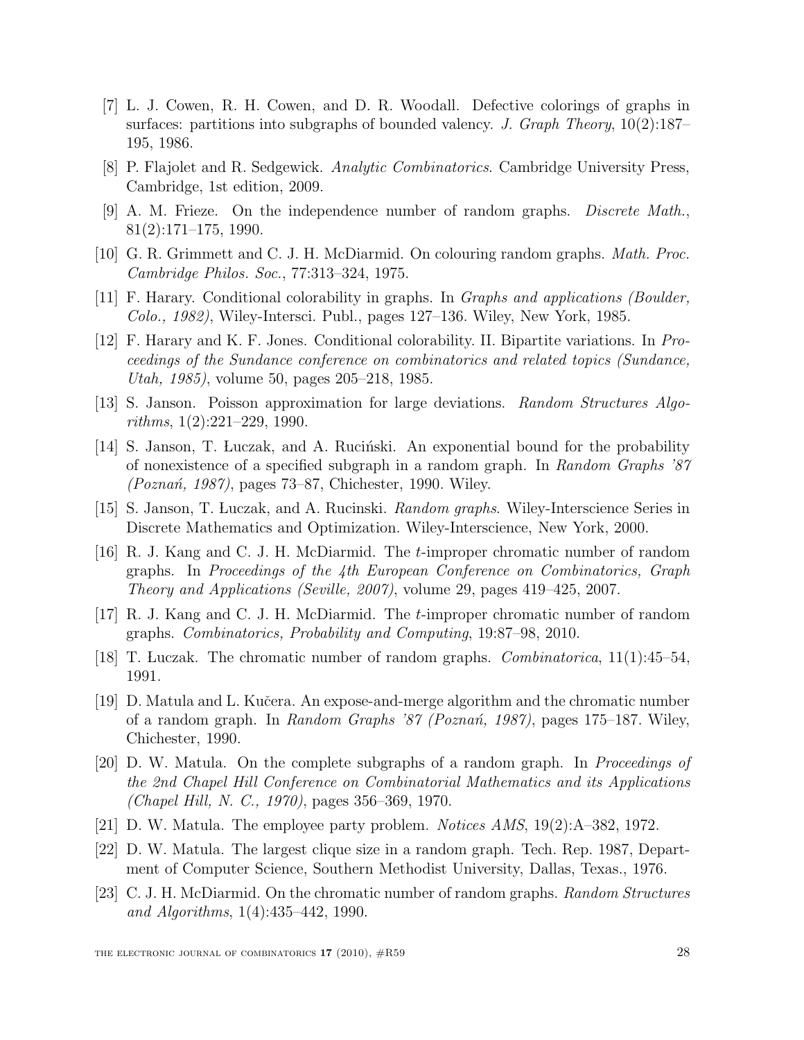[7] L. J. Cowen, R. H. Cowen, and D. R. Woodall. Defective colorings of graphs in surfaces: partitions into subgraphs of bounded valency. *J. Graph Theory*, 10(2):187–195, 1986.

[8] P. Flajolet and R. Sedgewick. *Analytic Combinatorics*. Cambridge University Press, Cambridge, 1st edition, 2009.

[9] A. M. Frieze. On the independence number of random graphs. *Discrete Math.*, 81(2):171–175, 1990.

[10] G. R. Grimmett and C. J. H. McDiarmid. On colouring random graphs. *Math. Proc. Cambridge Philos. Soc.*, 77:313–324, 1975.

[11] F. Harary. Conditional colorability in graphs. In *Graphs and applications (Boulder, Colo., 1982)*, Wiley-Intersci. Publ., pages 127–136. Wiley, New York, 1985.

[12] F. Harary and K. F. Jones. Conditional colorability. II. Bipartite variations. In *Proceedings of the Sundance conference on combinatorics and related topics (Sundance, Utah, 1985)*, volume 50, pages 205–218, 1985.

[13] S. Janson. Poisson approximation for large deviations. *Random Structures Algorithms*, 1(2):221–229, 1990.

[14] S. Janson, T. Łuczak, and A. Ruciński. An exponential bound for the probability of nonexistence of a specified subgraph in a random graph. In *Random Graphs '87 (Poznań, 1987)*, pages 73–87, Chichester, 1990. Wiley.

[15] S. Janson, T. Łuczak, and A. Rucinski. *Random graphs*. Wiley-Interscience Series in Discrete Mathematics and Optimization. Wiley-Interscience, New York, 2000.

[16] R. J. Kang and C. J. H. McDiarmid. The $t$-improper chromatic number of random graphs. In *Proceedings of the 4th European Conference on Combinatorics, Graph Theory and Applications (Seville, 2007)*, volume 29, pages 419–425, 2007.

[17] R. J. Kang and C. J. H. McDiarmid. The $t$-improper chromatic number of random graphs. *Combinatorics, Probability and Computing*, 19:87–98, 2010.

[18] T. Łuczak. The chromatic number of random graphs. *Combinatorica*, 11(1):45–54, 1991.

[19] D. Matula and L. Kučera. An expose-and-merge algorithm and the chromatic number of a random graph. In *Random Graphs '87 (Poznań, 1987)*, pages 175–187. Wiley, Chichester, 1990.

[20] D. W. Matula. On the complete subgraphs of a random graph. In *Proceedings of the 2nd Chapel Hill Conference on Combinatorial Mathematics and its Applications (Chapel Hill, N. C., 1970)*, pages 356–369, 1970.

[21] D. W. Matula. The employee party problem. *Notices AMS*, 19(2):A–382, 1972.

[22] D. W. Matula. The largest clique size in a random graph. Tech. Rep. 1987, Department of Computer Science, Southern Methodist University, Dallas, Texas., 1976.

[23] C. J. H. McDiarmid. On the chromatic number of random graphs. *Random Structures and Algorithms*, 1(4):435–442, 1990.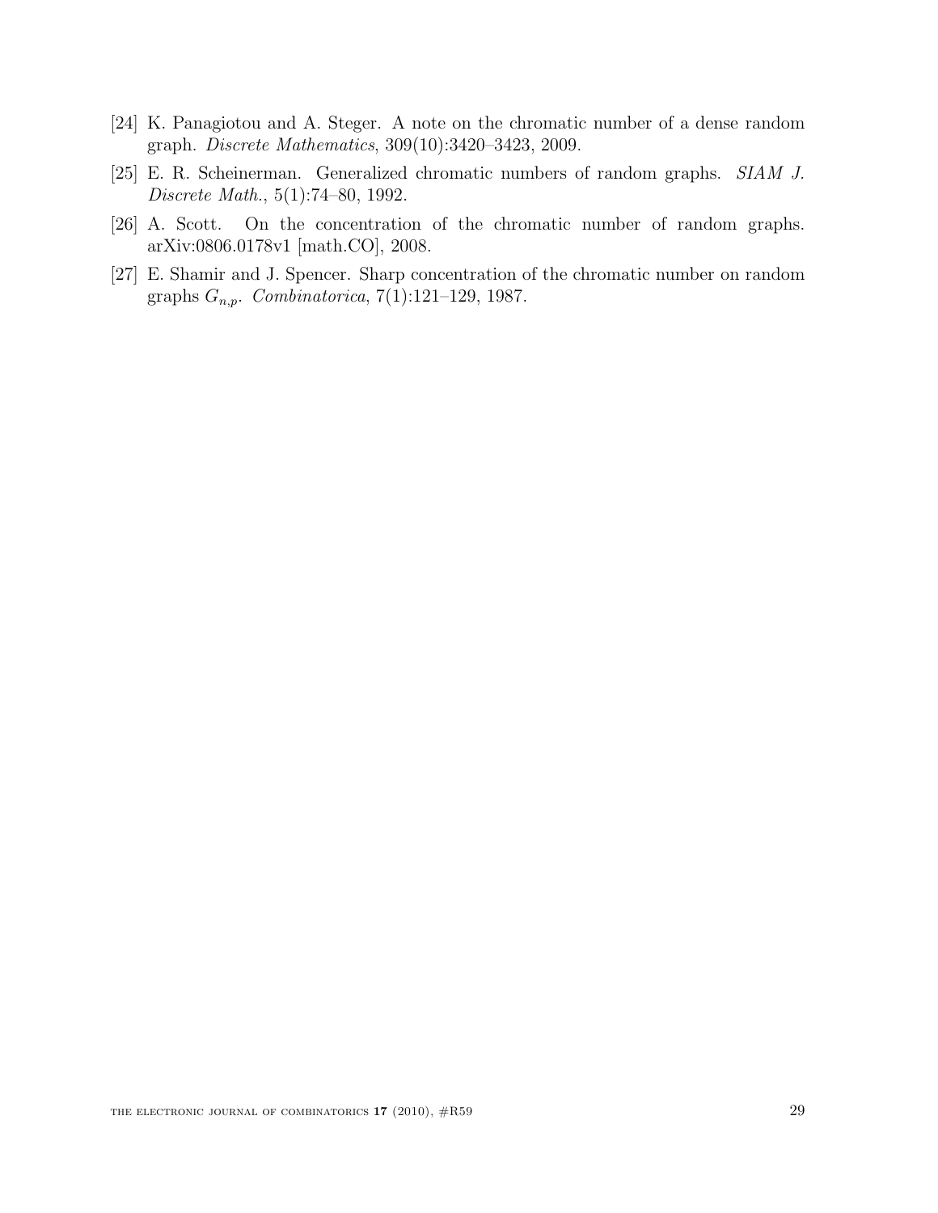[24] K. Panagiotou and A. Steger. A note on the chromatic number of a dense random graph. *Discrete Mathematics*, 309(10):3420–3423, 2009.

[25] E. R. Scheinerman. Generalized chromatic numbers of random graphs. *SIAM J. Discrete Math.*, 5(1):74–80, 1992.

[26] A. Scott. On the concentration of the chromatic number of random graphs. arXiv:0806.0178v1 [math.CO], 2008.

[27] E. Shamir and J. Spencer. Sharp concentration of the chromatic number on random graphs $G_{n,p}$. *Combinatorica*, 7(1):121–129, 1987.